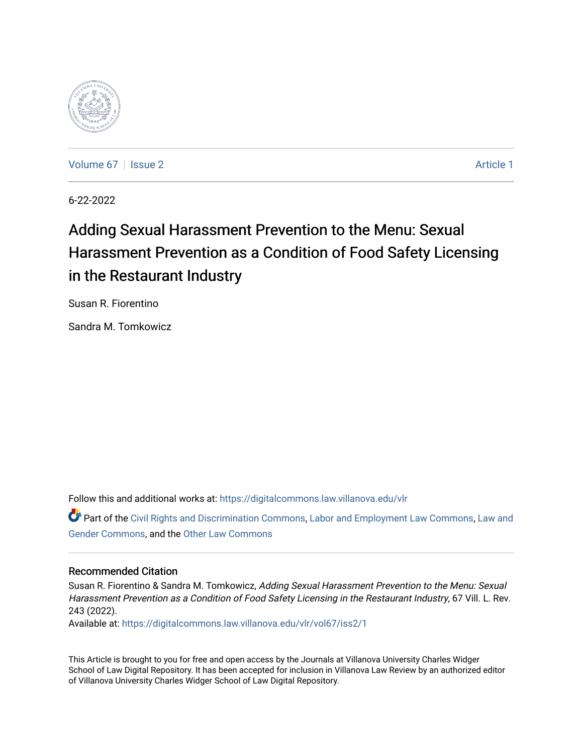Volume 67 | Issue 2 | Article 1

6-22-2022

# Adding Sexual Harassment Prevention to the Menu: Sexual Harassment Prevention as a Condition of Food Safety Licensing in the Restaurant Industry

Susan R. Fiorentino

Sandra M. Tomkowicz

Follow this and additional works at: https://digitalcommons.law.villanova.edu/vlr

Part of the Civil Rights and Discrimination Commons, Labor and Employment Law Commons, Law and Gender Commons, and the Other Law Commons

## Recommended Citation

Susan R. Fiorentino & Sandra M. Tomkowicz, *Adding Sexual Harassment Prevention to the Menu: Sexual Harassment Prevention as a Condition of Food Safety Licensing in the Restaurant Industry*, 67 Vill. L. Rev. 243 (2022).

Available at: https://digitalcommons.law.villanova.edu/vlr/vol67/iss2/1

This Article is brought to you for free and open access by the Journals at Villanova University Charles Widger School of Law Digital Repository. It has been accepted for inclusion in Villanova Law Review by an authorized editor of Villanova University Charles Widger School of Law Digital Repository.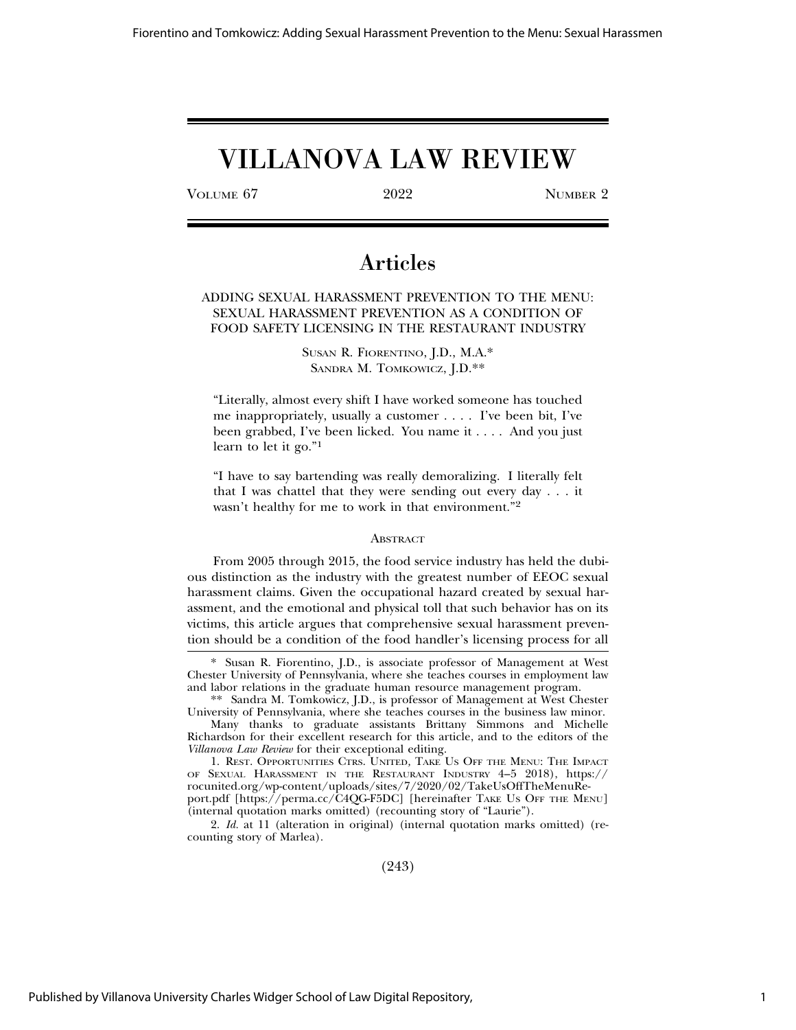# VILLANOVA LAW REVIEW

VOLUME 67 2022 NUMBER 2

## Articles

### ADDING SEXUAL HARASSMENT PREVENTION TO THE MENU: SEXUAL HARASSMENT PREVENTION AS A CONDITION OF FOOD SAFETY LICENSING IN THE RESTAURANT INDUSTRY

SUSAN R. FIORENTINO, J.D., M.A.*
SANDRA M. TOMKOWICZ, J.D.**

"Literally, almost every shift I have worked someone has touched me inappropriately, usually a customer . . . . I've been bit, I've been grabbed, I've been licked. You name it . . . . And you just learn to let it go."[1]

"I have to say bartending was really demoralizing. I literally felt that I was chattel that they were sending out every day . . . it wasn't healthy for me to work in that environment."[2]

ABSTRACT

From 2005 through 2015, the food service industry has held the dubious distinction as the industry with the greatest number of EEOC sexual harassment claims. Given the occupational hazard created by sexual harassment, and the emotional and physical toll that such behavior has on its victims, this article argues that comprehensive sexual harassment prevention should be a condition of the food handler's licensing process for all

---

\* Susan R. Fiorentino, J.D., is associate professor of Management at West Chester University of Pennsylvania, where she teaches courses in employment law and labor relations in the graduate human resource management program.

\*\* Sandra M. Tomkowicz, J.D., is professor of Management at West Chester University of Pennsylvania, where she teaches courses in the business law minor.

Many thanks to graduate assistants Brittany Simmons and Michelle Richardson for their excellent research for this article, and to the editors of the *Villanova Law Review* for their exceptional editing.

1. REST. OPPORTUNITIES CTRS. UNITED, TAKE US OFF THE MENU: THE IMPACT OF SEXUAL HARASSMENT IN THE RESTAURANT INDUSTRY 4–5 2018), https://rocunited.org/wp-content/uploads/sites/7/2020/02/TakeUsOffTheMenuReport.pdf [https://perma.cc/C4QG-F5DC] [hereinafter TAKE US OFF THE MENU] (internal quotation marks omitted) (recounting story of "Laurie").

2. *Id.* at 11 (alteration in original) (internal quotation marks omitted) (recounting story of Marlea).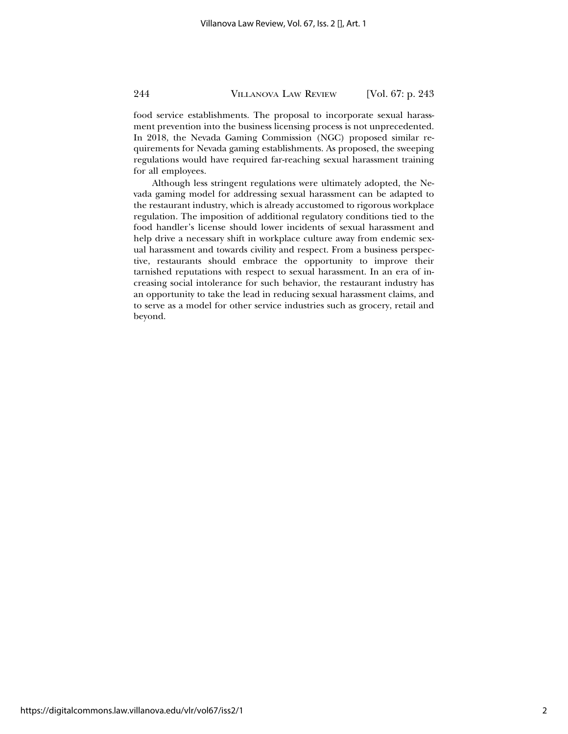food service establishments. The proposal to incorporate sexual harassment prevention into the business licensing process is not unprecedented. In 2018, the Nevada Gaming Commission (NGC) proposed similar requirements for Nevada gaming establishments. As proposed, the sweeping regulations would have required far-reaching sexual harassment training for all employees.

Although less stringent regulations were ultimately adopted, the Nevada gaming model for addressing sexual harassment can be adapted to the restaurant industry, which is already accustomed to rigorous workplace regulation. The imposition of additional regulatory conditions tied to the food handler's license should lower incidents of sexual harassment and help drive a necessary shift in workplace culture away from endemic sexual harassment and towards civility and respect. From a business perspective, restaurants should embrace the opportunity to improve their tarnished reputations with respect to sexual harassment. In an era of increasing social intolerance for such behavior, the restaurant industry has an opportunity to take the lead in reducing sexual harassment claims, and to serve as a model for other service industries such as grocery, retail and beyond.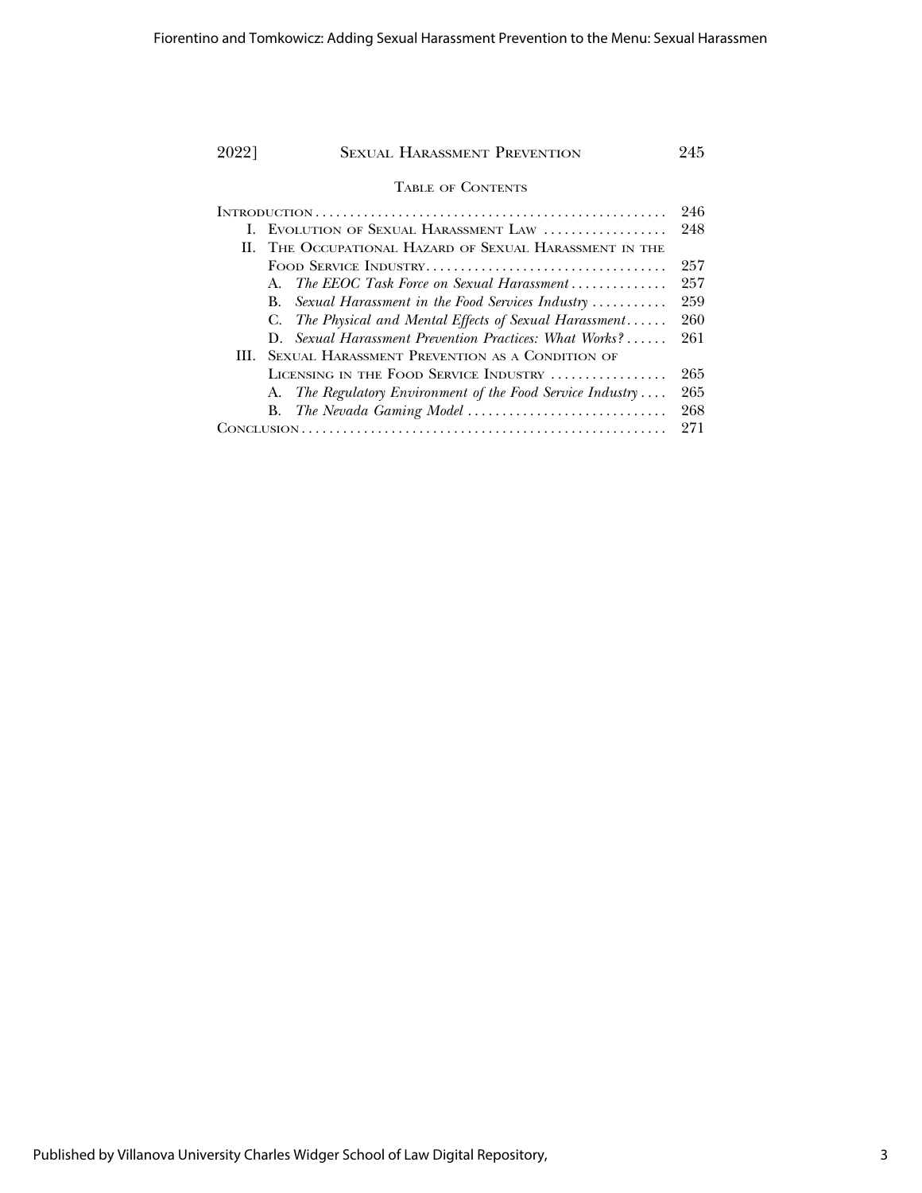## Table of Contents

- Introduction .......... 246
- I. Evolution of Sexual Harassment Law .......... 248
- II. The Occupational Hazard of Sexual Harassment in the Food Service Industry .......... 257
  - A. *The EEOC Task Force on Sexual Harassment* .......... 257
  - B. *Sexual Harassment in the Food Services Industry* .......... 259
  - C. *The Physical and Mental Effects of Sexual Harassment* .......... 260
  - D. *Sexual Harassment Prevention Practices: What Works?* .......... 261
- III. Sexual Harassment Prevention as a Condition of Licensing in the Food Service Industry .......... 265
  - A. *The Regulatory Environment of the Food Service Industry* .......... 265
  - B. *The Nevada Gaming Model* .......... 268
- Conclusion .......... 271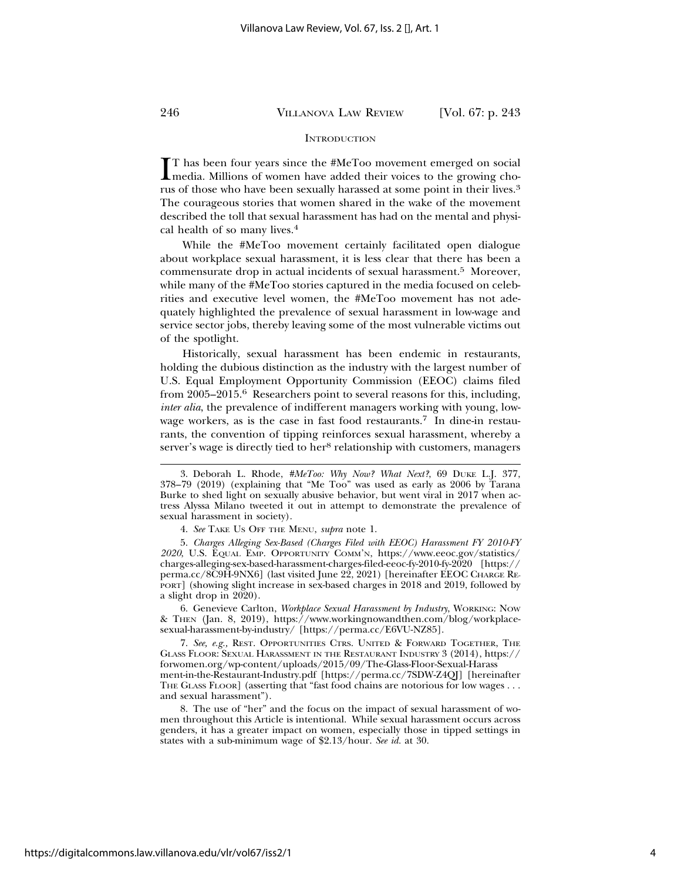## INTRODUCTION

IT has been four years since the #MeToo movement emerged on social media. Millions of women have added their voices to the growing chorus of those who have been sexually harassed at some point in their lives.[3] The courageous stories that women shared in the wake of the movement described the toll that sexual harassment has had on the mental and physical health of so many lives.[4]

While the #MeToo movement certainly facilitated open dialogue about workplace sexual harassment, it is less clear that there has been a commensurate drop in actual incidents of sexual harassment.[5] Moreover, while many of the #MeToo stories captured in the media focused on celebrities and executive level women, the #MeToo movement has not adequately highlighted the prevalence of sexual harassment in low-wage and service sector jobs, thereby leaving some of the most vulnerable victims out of the spotlight.

Historically, sexual harassment has been endemic in restaurants, holding the dubious distinction as the industry with the largest number of U.S. Equal Employment Opportunity Commission (EEOC) claims filed from 2005–2015.[6] Researchers point to several reasons for this, including, *inter alia*, the prevalence of indifferent managers working with young, low-wage workers, as is the case in fast food restaurants.[7] In dine-in restaurants, the convention of tipping reinforces sexual harassment, whereby a server's wage is directly tied to her[8] relationship with customers, managers

---

3. Deborah L. Rhode, *#MeToo: Why Now? What Next?*, 69 DUKE L.J. 377, 378–79 (2019) (explaining that "Me Too" was used as early as 2006 by Tarana Burke to shed light on sexually abusive behavior, but went viral in 2017 when actress Alyssa Milano tweeted it out in attempt to demonstrate the prevalence of sexual harassment in society).

4. *See* TAKE US OFF THE MENU, *supra* note 1.

5. *Charges Alleging Sex-Based (Charges Filed with EEOC) Harassment FY 2010-FY 2020*, U.S. EQUAL EMP. OPPORTUNITY COMM'N, https://www.eeoc.gov/statistics/charges-alleging-sex-based-harassment-charges-filed-eeoc-fy-2010-fy-2020 [https://perma.cc/8C9H-9NX6] (last visited June 22, 2021) [hereinafter EEOC CHARGE REPORT] (showing slight increase in sex-based charges in 2018 and 2019, followed by a slight drop in 2020).

6. Genevieve Carlton, *Workplace Sexual Harassment by Industry*, WORKING: NOW & THEN (Jan. 8, 2019), https://www.workingnowandthen.com/blog/workplace-sexual-harassment-by-industry/ [https://perma.cc/E6VU-NZ85].

7. *See, e.g.*, REST. OPPORTUNITIES CTRS. UNITED & FORWARD TOGETHER, THE GLASS FLOOR: SEXUAL HARASSMENT IN THE RESTAURANT INDUSTRY 3 (2014), https://forwomen.org/wp-content/uploads/2015/09/The-Glass-Floor-Sexual-Harassment-in-the-Restaurant-Industry.pdf [https://perma.cc/7SDW-Z4QJ] [hereinafter THE GLASS FLOOR] (asserting that "fast food chains are notorious for low wages . . . and sexual harassment").

8. The use of "her" and the focus on the impact of sexual harassment of women throughout this Article is intentional. While sexual harassment occurs across genders, it has a greater impact on women, especially those in tipped settings in states with a sub-minimum wage of $2.13/hour. *See id.* at 30.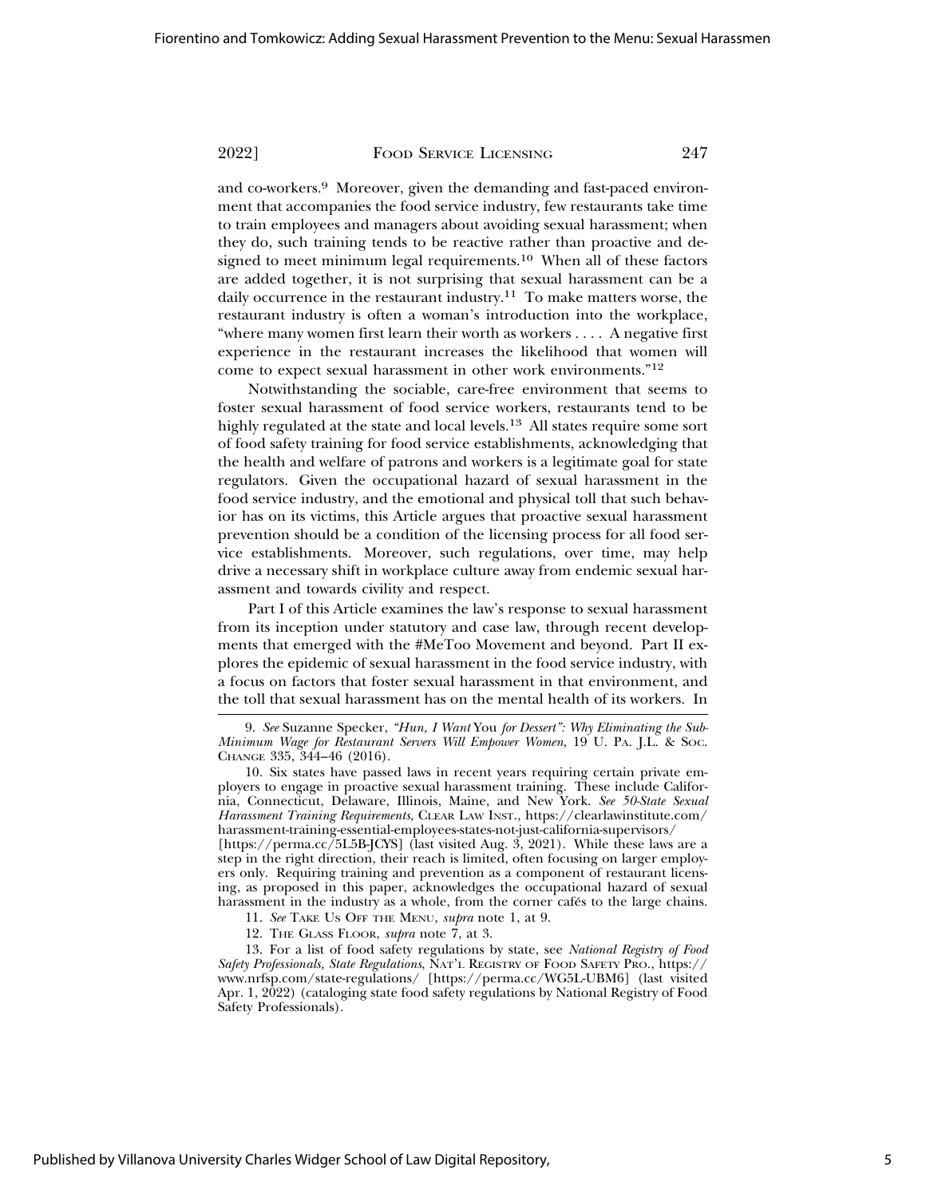and co-workers.[9] Moreover, given the demanding and fast-paced environment that accompanies the food service industry, few restaurants take time to train employees and managers about avoiding sexual harassment; when they do, such training tends to be reactive rather than proactive and designed to meet minimum legal requirements.[10] When all of these factors are added together, it is not surprising that sexual harassment can be a daily occurrence in the restaurant industry.[11] To make matters worse, the restaurant industry is often a woman's introduction into the workplace, "where many women first learn their worth as workers . . . . A negative first experience in the restaurant increases the likelihood that women will come to expect sexual harassment in other work environments."[12]

Notwithstanding the sociable, care-free environment that seems to foster sexual harassment of food service workers, restaurants tend to be highly regulated at the state and local levels.[13] All states require some sort of food safety training for food service establishments, acknowledging that the health and welfare of patrons and workers is a legitimate goal for state regulators. Given the occupational hazard of sexual harassment in the food service industry, and the emotional and physical toll that such behavior has on its victims, this Article argues that proactive sexual harassment prevention should be a condition of the licensing process for all food service establishments. Moreover, such regulations, over time, may help drive a necessary shift in workplace culture away from endemic sexual harassment and towards civility and respect.

Part I of this Article examines the law's response to sexual harassment from its inception under statutory and case law, through recent developments that emerged with the #MeToo Movement and beyond. Part II explores the epidemic of sexual harassment in the food service industry, with a focus on factors that foster sexual harassment in that environment, and the toll that sexual harassment has on the mental health of its workers. In

---

9. *See* Suzanne Specker, *"Hun, I Want* You *for Dessert": Why Eliminating the Sub-Minimum Wage for Restaurant Servers Will Empower Women*, 19 U. PA. J.L. & SOC. CHANGE 335, 344–46 (2016).

10. Six states have passed laws in recent years requiring certain private employers to engage in proactive sexual harassment training. These include California, Connecticut, Delaware, Illinois, Maine, and New York. *See 50-State Sexual Harassment Training Requirements*, CLEAR LAW INST., https://clearlawinstitute.com/harassment-training-essential-employees-states-not-just-california-supervisors/ [https://perma.cc/5L5B-JCYS] (last visited Aug. 3, 2021). While these laws are a step in the right direction, their reach is limited, often focusing on larger employers only. Requiring training and prevention as a component of restaurant licensing, as proposed in this paper, acknowledges the occupational hazard of sexual harassment in the industry as a whole, from the corner cafés to the large chains.

11. *See* TAKE US OFF THE MENU, *supra* note 1, at 9.

12. THE GLASS FLOOR, *supra* note 7, at 3.

13. For a list of food safety regulations by state, see *National Registry of Food Safety Professionals, State Regulations*, NAT'L REGISTRY OF FOOD SAFETY PRO., https://www.nrfsp.com/state-regulations/ [https://perma.cc/WG5L-UBM6] (last visited Apr. 1, 2022) (cataloging state food safety regulations by National Registry of Food Safety Professionals).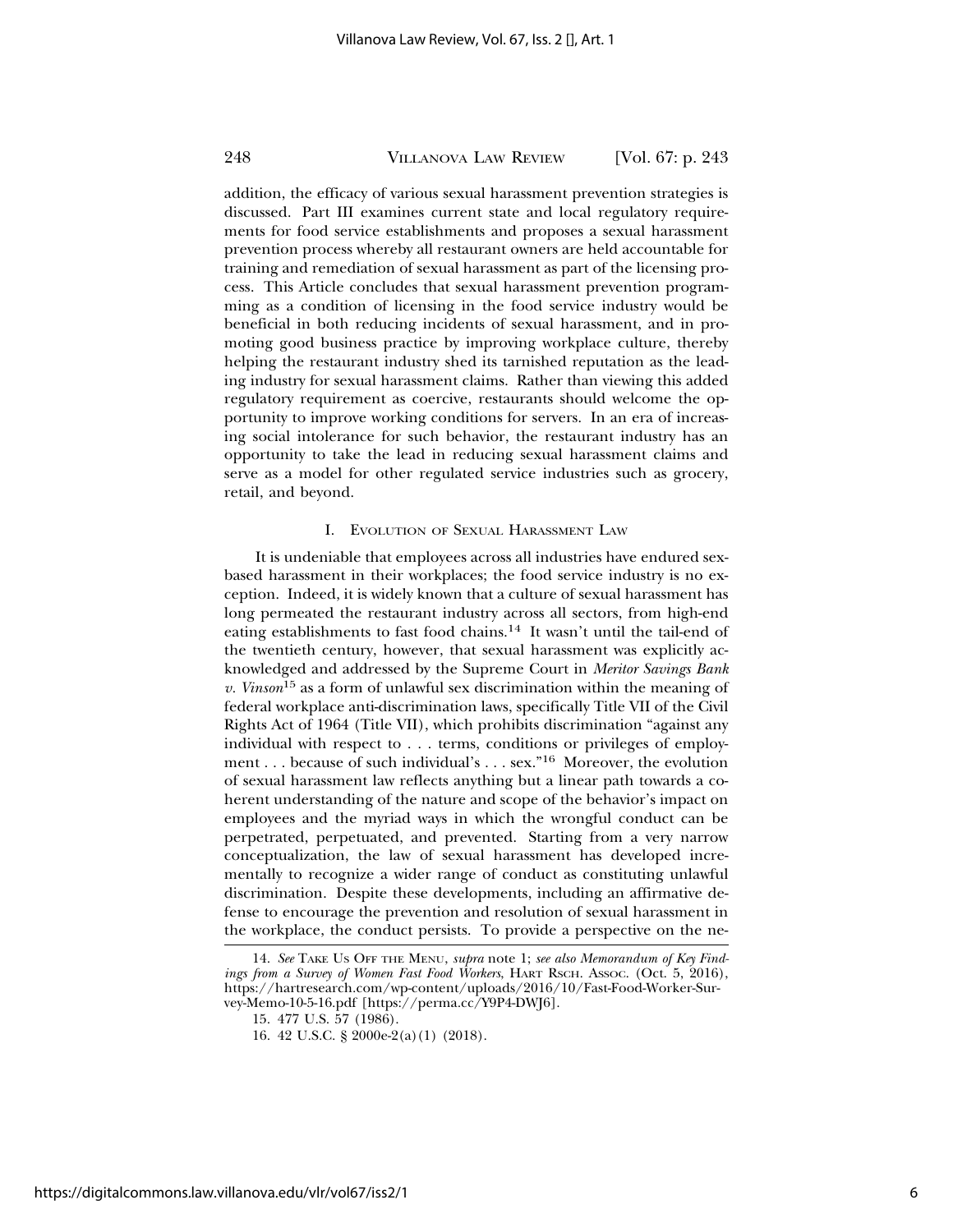addition, the efficacy of various sexual harassment prevention strategies is discussed. Part III examines current state and local regulatory requirements for food service establishments and proposes a sexual harassment prevention process whereby all restaurant owners are held accountable for training and remediation of sexual harassment as part of the licensing process. This Article concludes that sexual harassment prevention programming as a condition of licensing in the food service industry would be beneficial in both reducing incidents of sexual harassment, and in promoting good business practice by improving workplace culture, thereby helping the restaurant industry shed its tarnished reputation as the leading industry for sexual harassment claims. Rather than viewing this added regulatory requirement as coercive, restaurants should welcome the opportunity to improve working conditions for servers. In an era of increasing social intolerance for such behavior, the restaurant industry has an opportunity to take the lead in reducing sexual harassment claims and serve as a model for other regulated service industries such as grocery, retail, and beyond.

## I. Evolution of Sexual Harassment Law

It is undeniable that employees across all industries have endured sex-based harassment in their workplaces; the food service industry is no exception. Indeed, it is widely known that a culture of sexual harassment has long permeated the restaurant industry across all sectors, from high-end eating establishments to fast food chains.[14] It wasn't until the tail-end of the twentieth century, however, that sexual harassment was explicitly acknowledged and addressed by the Supreme Court in *Meritor Savings Bank v. Vinson*[15] as a form of unlawful sex discrimination within the meaning of federal workplace anti-discrimination laws, specifically Title VII of the Civil Rights Act of 1964 (Title VII), which prohibits discrimination "against any individual with respect to . . . terms, conditions or privileges of employment . . . because of such individual's . . . sex."[16] Moreover, the evolution of sexual harassment law reflects anything but a linear path towards a coherent understanding of the nature and scope of the behavior's impact on employees and the myriad ways in which the wrongful conduct can be perpetrated, perpetuated, and prevented. Starting from a very narrow conceptualization, the law of sexual harassment has developed incrementally to recognize a wider range of conduct as constituting unlawful discrimination. Despite these developments, including an affirmative defense to encourage the prevention and resolution of sexual harassment in the workplace, the conduct persists. To provide a perspective on the ne-

---

14. *See* Take Us Off the Menu, *supra* note 1; *see also Memorandum of Key Findings from a Survey of Women Fast Food Workers*, Hart Rsch. Assoc. (Oct. 5, 2016), https://hartresearch.com/wp-content/uploads/2016/10/Fast-Food-Worker-Survey-Memo-10-5-16.pdf [https://perma.cc/Y9P4-DWJ6].

15. 477 U.S. 57 (1986).

16. 42 U.S.C. § 2000e-2(a)(1) (2018).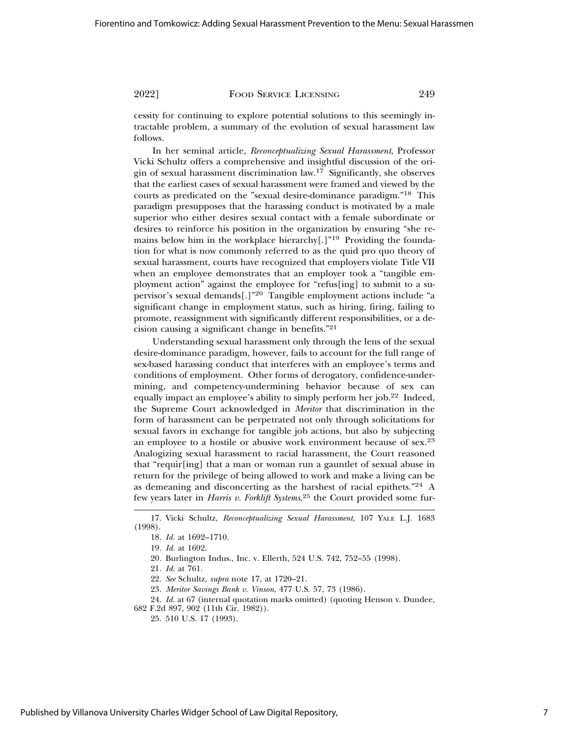cessity for continuing to explore potential solutions to this seemingly intractable problem, a summary of the evolution of sexual harassment law follows.

In her seminal article, *Reconceptualizing Sexual Harassment*, Professor Vicki Schultz offers a comprehensive and insightful discussion of the origin of sexual harassment discrimination law.[17] Significantly, she observes that the earliest cases of sexual harassment were framed and viewed by the courts as predicated on the "sexual desire-dominance paradigm."[18] This paradigm presupposes that the harassing conduct is motivated by a male superior who either desires sexual contact with a female subordinate or desires to reinforce his position in the organization by ensuring "she remains below him in the workplace hierarchy[.]"[19] Providing the foundation for what is now commonly referred to as the quid pro quo theory of sexual harassment, courts have recognized that employers violate Title VII when an employee demonstrates that an employer took a "tangible employment action" against the employee for "refus[ing] to submit to a supervisor's sexual demands[.]"[20] Tangible employment actions include "a significant change in employment status, such as hiring, firing, failing to promote, reassignment with significantly different responsibilities, or a decision causing a significant change in benefits."[21]

Understanding sexual harassment only through the lens of the sexual desire-dominance paradigm, however, fails to account for the full range of sex-based harassing conduct that interferes with an employee's terms and conditions of employment. Other forms of derogatory, confidence-undermining, and competency-undermining behavior because of sex can equally impact an employee's ability to simply perform her job.[22] Indeed, the Supreme Court acknowledged in *Meritor* that discrimination in the form of harassment can be perpetrated not only through solicitations for sexual favors in exchange for tangible job actions, but also by subjecting an employee to a hostile or abusive work environment because of sex.[23] Analogizing sexual harassment to racial harassment, the Court reasoned that "requir[ing] that a man or woman run a gauntlet of sexual abuse in return for the privilege of being allowed to work and make a living can be as demeaning and disconcerting as the harshest of racial epithets."[24] A few years later in *Harris v. Forklift Systems*,[25] the Court provided some fur-

---

17. Vicki Schultz, *Reconceptualizing Sexual Harassment*, 107 YALE L.J. 1683 (1998).

18. *Id.* at 1692–1710.

19. *Id.* at 1692.

20. Burlington Indus., Inc. v. Ellerth, 524 U.S. 742, 752–55 (1998).

21. *Id.* at 761.

22. *See* Schultz, *supra* note 17, at 1720–21.

23. *Meritor Savings Bank v. Vinson*, 477 U.S. 57, 73 (1986).

24. *Id.* at 67 (internal quotation marks omitted) (quoting Henson v. Dundee, 682 F.2d 897, 902 (11th Cir. 1982)).

25. 510 U.S. 17 (1993).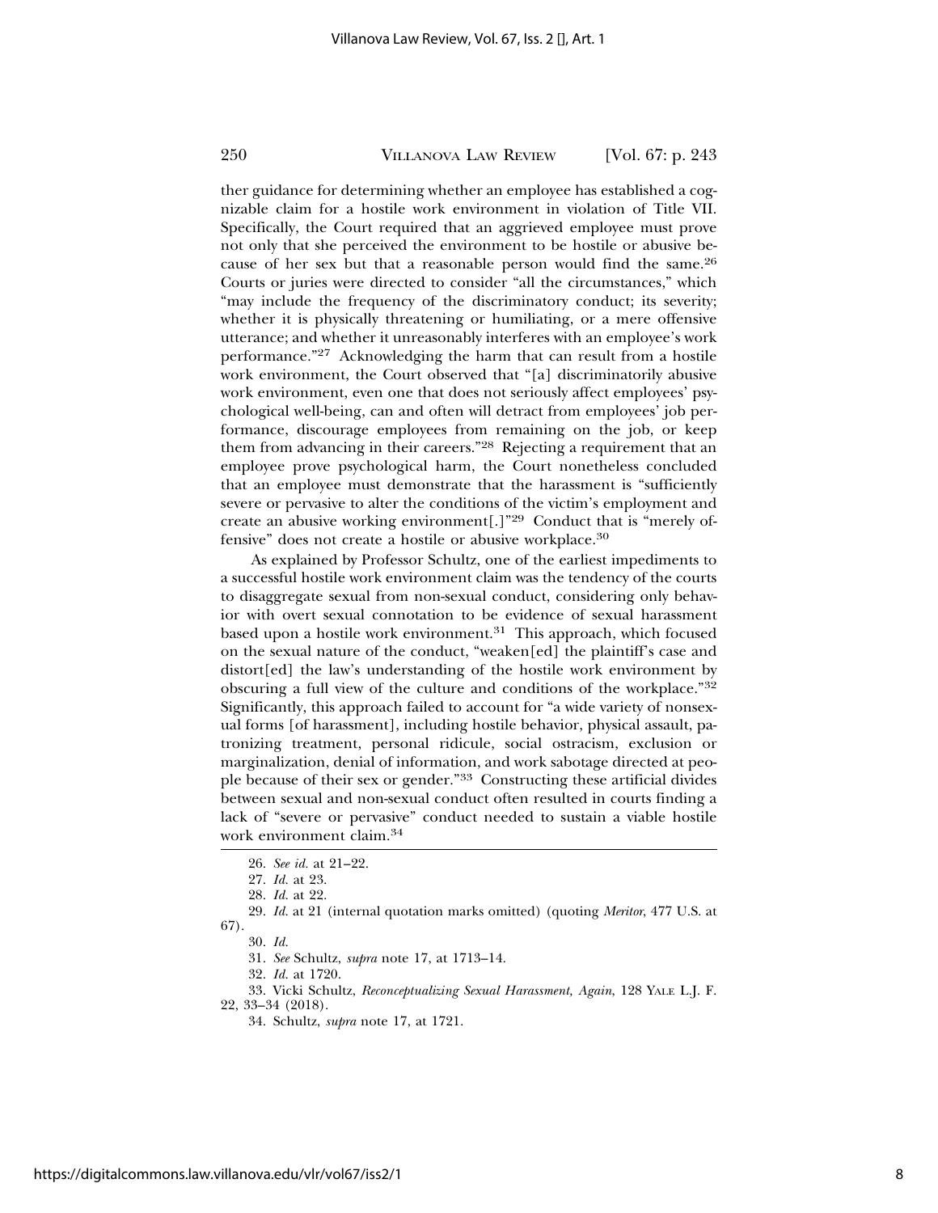ther guidance for determining whether an employee has established a cognizable claim for a hostile work environment in violation of Title VII. Specifically, the Court required that an aggrieved employee must prove not only that she perceived the environment to be hostile or abusive because of her sex but that a reasonable person would find the same.[26] Courts or juries were directed to consider "all the circumstances," which "may include the frequency of the discriminatory conduct; its severity; whether it is physically threatening or humiliating, or a mere offensive utterance; and whether it unreasonably interferes with an employee's work performance."[27] Acknowledging the harm that can result from a hostile work environment, the Court observed that "[a] discriminatorily abusive work environment, even one that does not seriously affect employees' psychological well-being, can and often will detract from employees' job performance, discourage employees from remaining on the job, or keep them from advancing in their careers."[28] Rejecting a requirement that an employee prove psychological harm, the Court nonetheless concluded that an employee must demonstrate that the harassment is "sufficiently severe or pervasive to alter the conditions of the victim's employment and create an abusive working environment[.]"[29] Conduct that is "merely offensive" does not create a hostile or abusive workplace.[30]

As explained by Professor Schultz, one of the earliest impediments to a successful hostile work environment claim was the tendency of the courts to disaggregate sexual from non-sexual conduct, considering only behavior with overt sexual connotation to be evidence of sexual harassment based upon a hostile work environment.[31] This approach, which focused on the sexual nature of the conduct, "weaken[ed] the plaintiff's case and distort[ed] the law's understanding of the hostile work environment by obscuring a full view of the culture and conditions of the workplace."[32] Significantly, this approach failed to account for "a wide variety of nonsexual forms [of harassment], including hostile behavior, physical assault, patronizing treatment, personal ridicule, social ostracism, exclusion or marginalization, denial of information, and work sabotage directed at people because of their sex or gender."[33] Constructing these artificial divides between sexual and non-sexual conduct often resulted in courts finding a lack of "severe or pervasive" conduct needed to sustain a viable hostile work environment claim.[34]

---

26. *See id.* at 21–22.

27. *Id.* at 23.

28. *Id.* at 22.

29. *Id.* at 21 (internal quotation marks omitted) (quoting *Meritor*, 477 U.S. at 67).

30. *Id.*

31. *See* Schultz, *supra* note 17, at 1713–14.

32. *Id.* at 1720.

33. Vicki Schultz, *Reconceptualizing Sexual Harassment, Again*, 128 YALE L.J. F. 22, 33–34 (2018).

34. Schultz, *supra* note 17, at 1721.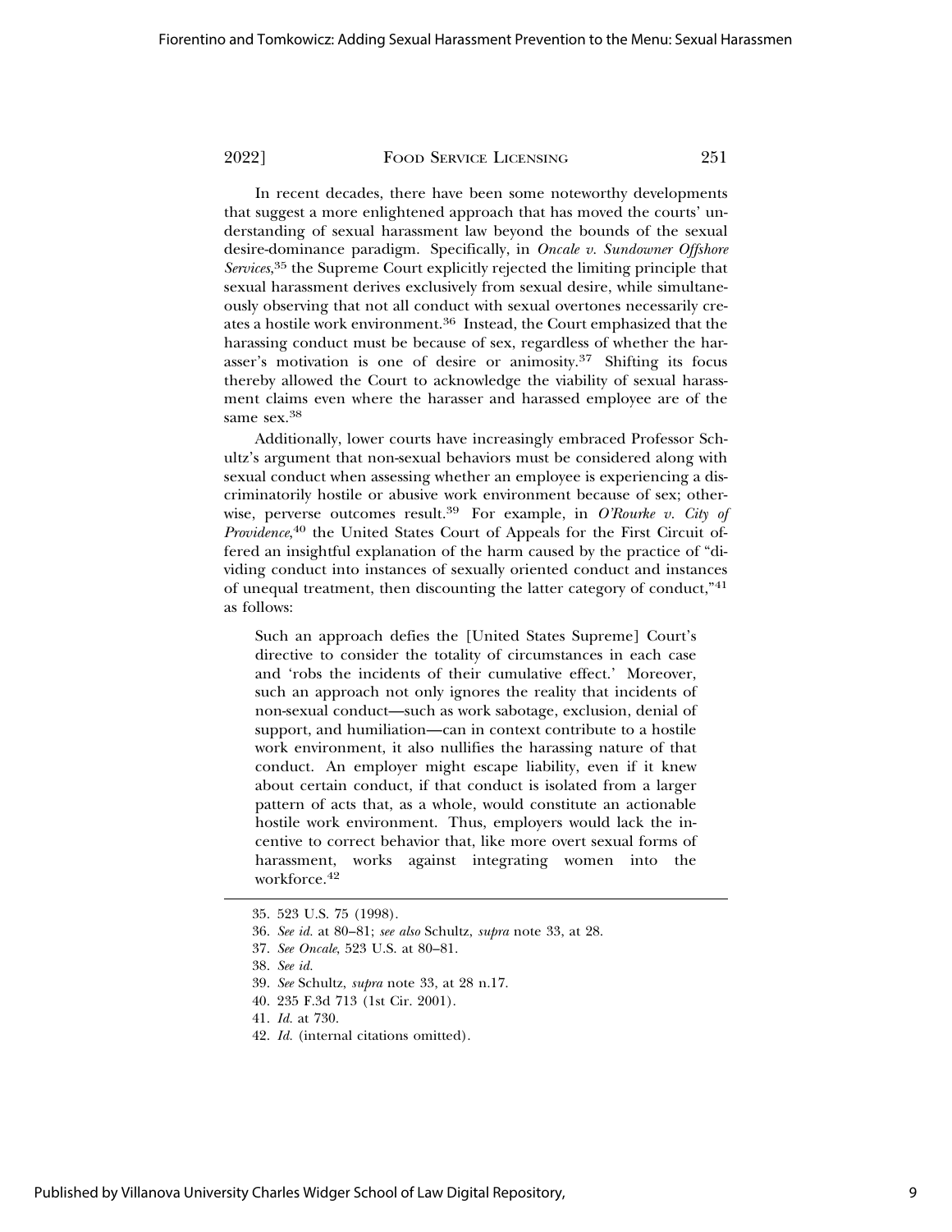In recent decades, there have been some noteworthy developments that suggest a more enlightened approach that has moved the courts' understanding of sexual harassment law beyond the bounds of the sexual desire-dominance paradigm. Specifically, in *Oncale v. Sundowner Offshore Services*,[35] the Supreme Court explicitly rejected the limiting principle that sexual harassment derives exclusively from sexual desire, while simultaneously observing that not all conduct with sexual overtones necessarily creates a hostile work environment.[36] Instead, the Court emphasized that the harassing conduct must be because of sex, regardless of whether the harasser's motivation is one of desire or animosity.[37] Shifting its focus thereby allowed the Court to acknowledge the viability of sexual harassment claims even where the harasser and harassed employee are of the same sex.[38]

Additionally, lower courts have increasingly embraced Professor Schultz's argument that non-sexual behaviors must be considered along with sexual conduct when assessing whether an employee is experiencing a discriminatorily hostile or abusive work environment because of sex; otherwise, perverse outcomes result.[39] For example, in *O'Rourke v. City of Providence*,[40] the United States Court of Appeals for the First Circuit offered an insightful explanation of the harm caused by the practice of "dividing conduct into instances of sexually oriented conduct and instances of unequal treatment, then discounting the latter category of conduct,"[41] as follows:

> Such an approach defies the [United States Supreme] Court's directive to consider the totality of circumstances in each case and 'robs the incidents of their cumulative effect.' Moreover, such an approach not only ignores the reality that incidents of non-sexual conduct—such as work sabotage, exclusion, denial of support, and humiliation—can in context contribute to a hostile work environment, it also nullifies the harassing nature of that conduct. An employer might escape liability, even if it knew about certain conduct, if that conduct is isolated from a larger pattern of acts that, as a whole, would constitute an actionable hostile work environment. Thus, employers would lack the incentive to correct behavior that, like more overt sexual forms of harassment, works against integrating women into the workforce.[42]

---

35. 523 U.S. 75 (1998).
36. *See id.* at 80–81; *see also* Schultz, *supra* note 33, at 28.
37. *See Oncale*, 523 U.S. at 80–81.
38. *See id.*
39. *See* Schultz, *supra* note 33, at 28 n.17.
40. 235 F.3d 713 (1st Cir. 2001).
41. *Id.* at 730.
42. *Id.* (internal citations omitted).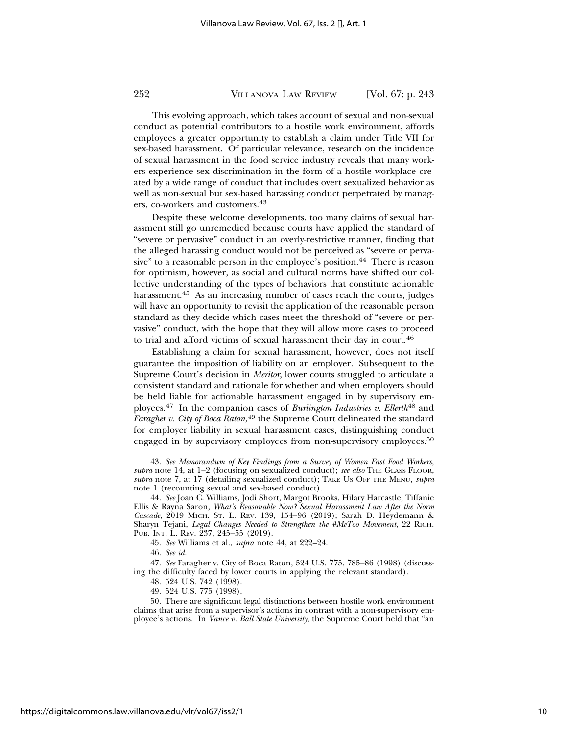This evolving approach, which takes account of sexual and non-sexual conduct as potential contributors to a hostile work environment, affords employees a greater opportunity to establish a claim under Title VII for sex-based harassment. Of particular relevance, research on the incidence of sexual harassment in the food service industry reveals that many workers experience sex discrimination in the form of a hostile workplace created by a wide range of conduct that includes overt sexualized behavior as well as non-sexual but sex-based harassing conduct perpetrated by managers, co-workers and customers.[43]

Despite these welcome developments, too many claims of sexual harassment still go unremedied because courts have applied the standard of "severe or pervasive" conduct in an overly-restrictive manner, finding that the alleged harassing conduct would not be perceived as "severe or pervasive" to a reasonable person in the employee's position.[44] There is reason for optimism, however, as social and cultural norms have shifted our collective understanding of the types of behaviors that constitute actionable harassment.[45] As an increasing number of cases reach the courts, judges will have an opportunity to revisit the application of the reasonable person standard as they decide which cases meet the threshold of "severe or pervasive" conduct, with the hope that they will allow more cases to proceed to trial and afford victims of sexual harassment their day in court.[46]

Establishing a claim for sexual harassment, however, does not itself guarantee the imposition of liability on an employer. Subsequent to the Supreme Court's decision in *Meritor*, lower courts struggled to articulate a consistent standard and rationale for whether and when employers should be held liable for actionable harassment engaged in by supervisory employees.[47] In the companion cases of *Burlington Industries v. Ellerth*[48] and *Faragher v. City of Boca Raton*,[49] the Supreme Court delineated the standard for employer liability in sexual harassment cases, distinguishing conduct engaged in by supervisory employees from non-supervisory employees.[50]

---

43. *See Memorandum of Key Findings from a Survey of Women Fast Food Workers, supra* note 14, at 1–2 (focusing on sexualized conduct); *see also* THE GLASS FLOOR, *supra* note 7, at 17 (detailing sexualized conduct); TAKE US OFF THE MENU, *supra* note 1 (recounting sexual and sex-based conduct).

44. *See* Joan C. Williams, Jodi Short, Margot Brooks, Hilary Harcastle, Tiffanie Ellis & Rayna Saron, *What's Reasonable Now? Sexual Harassment Law After the Norm Cascade*, 2019 MICH. ST. L. REV. 139, 154–96 (2019); Sarah D. Heydemann & Sharyn Tejani, *Legal Changes Needed to Strengthen the #MeToo Movement*, 22 RICH. PUB. INT. L. REV. 237, 245–55 (2019).

45. *See* Williams et al., *supra* note 44, at 222–24.

46. *See id.*

47. *See* Faragher v. City of Boca Raton, 524 U.S. 775, 785–86 (1998) (discussing the difficulty faced by lower courts in applying the relevant standard).

48. 524 U.S. 742 (1998).

49. 524 U.S. 775 (1998).

50. There are significant legal distinctions between hostile work environment claims that arise from a supervisor's actions in contrast with a non-supervisory employee's actions. In *Vance v. Ball State University*, the Supreme Court held that "an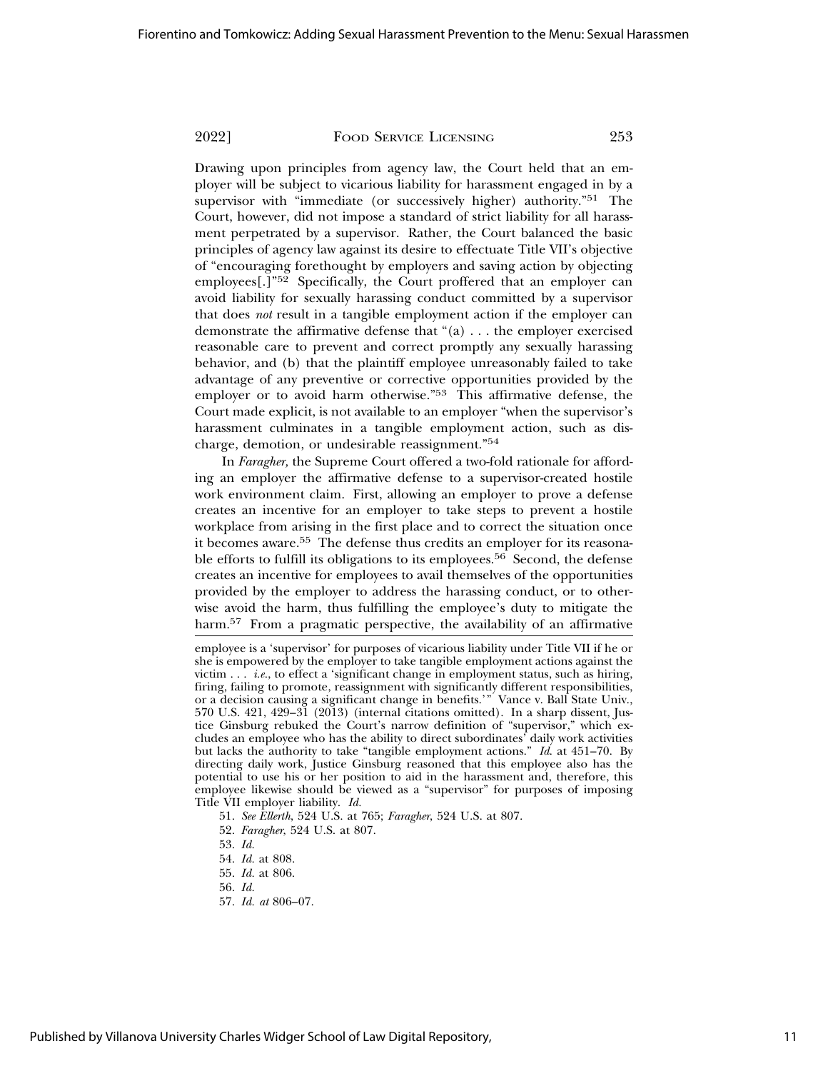Drawing upon principles from agency law, the Court held that an employer will be subject to vicarious liability for harassment engaged in by a supervisor with "immediate (or successively higher) authority."[51] The Court, however, did not impose a standard of strict liability for all harassment perpetrated by a supervisor. Rather, the Court balanced the basic principles of agency law against its desire to effectuate Title VII's objective of "encouraging forethought by employers and saving action by objecting employees[.]"[52] Specifically, the Court proffered that an employer can avoid liability for sexually harassing conduct committed by a supervisor that does *not* result in a tangible employment action if the employer can demonstrate the affirmative defense that "(a) . . . the employer exercised reasonable care to prevent and correct promptly any sexually harassing behavior, and (b) that the plaintiff employee unreasonably failed to take advantage of any preventive or corrective opportunities provided by the employer or to avoid harm otherwise."[53] This affirmative defense, the Court made explicit, is not available to an employer "when the supervisor's harassment culminates in a tangible employment action, such as discharge, demotion, or undesirable reassignment."[54]

In *Faragher,* the Supreme Court offered a two-fold rationale for affording an employer the affirmative defense to a supervisor-created hostile work environment claim. First, allowing an employer to prove a defense creates an incentive for an employer to take steps to prevent a hostile workplace from arising in the first place and to correct the situation once it becomes aware.[55] The defense thus credits an employer for its reasonable efforts to fulfill its obligations to its employees.[56] Second, the defense creates an incentive for employees to avail themselves of the opportunities provided by the employer to address the harassing conduct, or to otherwise avoid the harm, thus fulfilling the employee's duty to mitigate the harm.[57] From a pragmatic perspective, the availability of an affirmative

---

employee is a 'supervisor' for purposes of vicarious liability under Title VII if he or she is empowered by the employer to take tangible employment actions against the victim . . . *i.e.*, to effect a 'significant change in employment status, such as hiring, firing, failing to promote, reassignment with significantly different responsibilities, or a decision causing a significant change in benefits.'" Vance v. Ball State Univ., 570 U.S. 421, 429–31 (2013) (internal citations omitted). In a sharp dissent, Justice Ginsburg rebuked the Court's narrow definition of "supervisor," which excludes an employee who has the ability to direct subordinates' daily work activities but lacks the authority to take "tangible employment actions." *Id.* at 451–70. By directing daily work, Justice Ginsburg reasoned that this employee also has the potential to use his or her position to aid in the harassment and, therefore, this employee likewise should be viewed as a "supervisor" for purposes of imposing Title VII employer liability. *Id.*

51. *See Ellerth*, 524 U.S. at 765; *Faragher*, 524 U.S. at 807.

52. *Faragher*, 524 U.S. at 807.

53. *Id.*

54. *Id.* at 808.

55. *Id.* at 806.

56. *Id.*

57. *Id. at* 806–07.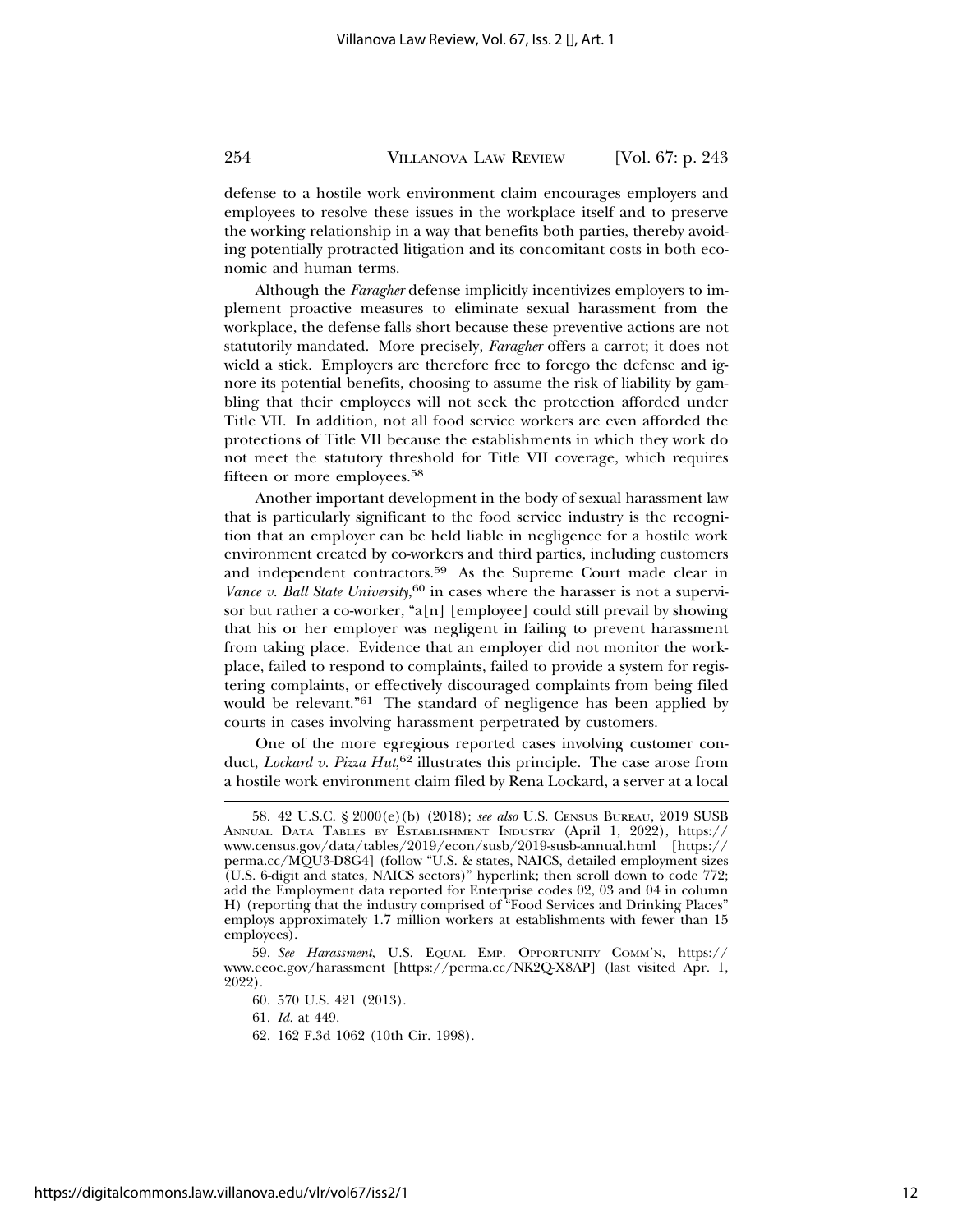defense to a hostile work environment claim encourages employers and employees to resolve these issues in the workplace itself and to preserve the working relationship in a way that benefits both parties, thereby avoiding potentially protracted litigation and its concomitant costs in both economic and human terms.

Although the *Faragher* defense implicitly incentivizes employers to implement proactive measures to eliminate sexual harassment from the workplace, the defense falls short because these preventive actions are not statutorily mandated. More precisely, *Faragher* offers a carrot; it does not wield a stick. Employers are therefore free to forego the defense and ignore its potential benefits, choosing to assume the risk of liability by gambling that their employees will not seek the protection afforded under Title VII. In addition, not all food service workers are even afforded the protections of Title VII because the establishments in which they work do not meet the statutory threshold for Title VII coverage, which requires fifteen or more employees.[58]

Another important development in the body of sexual harassment law that is particularly significant to the food service industry is the recognition that an employer can be held liable in negligence for a hostile work environment created by co-workers and third parties, including customers and independent contractors.[59] As the Supreme Court made clear in *Vance v. Ball State University*,[60] in cases where the harasser is not a supervisor but rather a co-worker, "a[n] [employee] could still prevail by showing that his or her employer was negligent in failing to prevent harassment from taking place. Evidence that an employer did not monitor the workplace, failed to respond to complaints, failed to provide a system for registering complaints, or effectively discouraged complaints from being filed would be relevant."[61] The standard of negligence has been applied by courts in cases involving harassment perpetrated by customers.

One of the more egregious reported cases involving customer conduct, *Lockard v. Pizza Hut*,[62] illustrates this principle. The case arose from a hostile work environment claim filed by Rena Lockard, a server at a local

---

58. 42 U.S.C. § 2000(e)(b) (2018); *see also* U.S. Census Bureau, 2019 SUSB Annual Data Tables by Establishment Industry (April 1, 2022), https://www.census.gov/data/tables/2019/econ/susb/2019-susb-annual.html [https://perma.cc/MQU3-D8G4] (follow "U.S. & states, NAICS, detailed employment sizes (U.S. 6-digit and states, NAICS sectors)" hyperlink; then scroll down to code 772; add the Employment data reported for Enterprise codes 02, 03 and 04 in column H) (reporting that the industry comprised of "Food Services and Drinking Places" employs approximately 1.7 million workers at establishments with fewer than 15 employees).

59. *See Harassment*, U.S. Equal Emp. Opportunity Comm'n, https://www.eeoc.gov/harassment [https://perma.cc/NK2Q-X8AP] (last visited Apr. 1, 2022).

60. 570 U.S. 421 (2013).

61. *Id.* at 449.

62. 162 F.3d 1062 (10th Cir. 1998).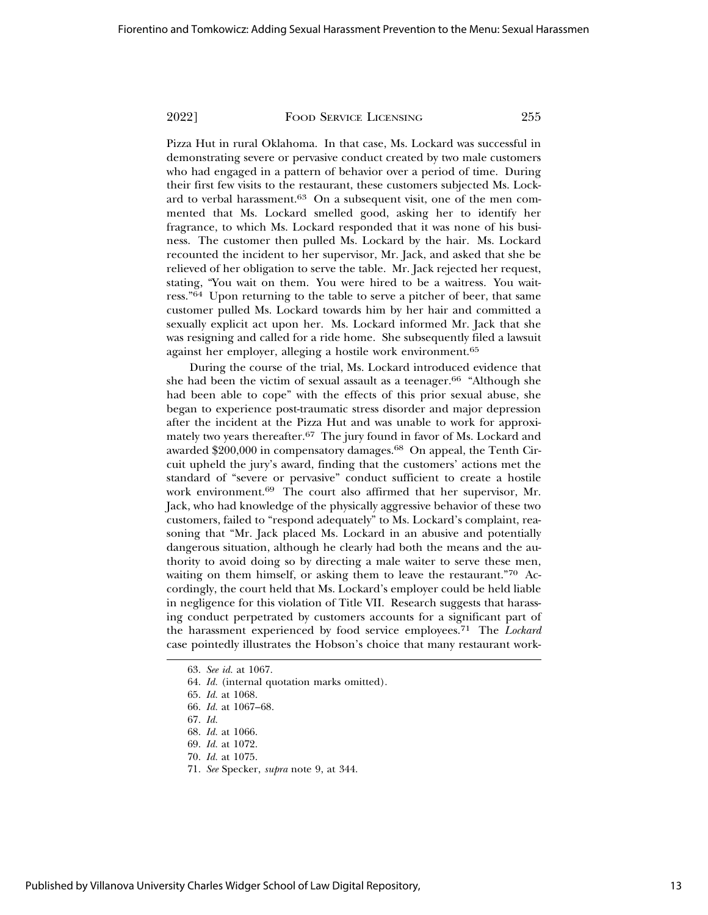Pizza Hut in rural Oklahoma. In that case, Ms. Lockard was successful in demonstrating severe or pervasive conduct created by two male customers who had engaged in a pattern of behavior over a period of time. During their first few visits to the restaurant, these customers subjected Ms. Lockard to verbal harassment.[63] On a subsequent visit, one of the men commented that Ms. Lockard smelled good, asking her to identify her fragrance, to which Ms. Lockard responded that it was none of his business. The customer then pulled Ms. Lockard by the hair. Ms. Lockard recounted the incident to her supervisor, Mr. Jack, and asked that she be relieved of her obligation to serve the table. Mr. Jack rejected her request, stating, "You wait on them. You were hired to be a waitress. You waitress."[64] Upon returning to the table to serve a pitcher of beer, that same customer pulled Ms. Lockard towards him by her hair and committed a sexually explicit act upon her. Ms. Lockard informed Mr. Jack that she was resigning and called for a ride home. She subsequently filed a lawsuit against her employer, alleging a hostile work environment.[65]

During the course of the trial, Ms. Lockard introduced evidence that she had been the victim of sexual assault as a teenager.[66] "Although she had been able to cope" with the effects of this prior sexual abuse, she began to experience post-traumatic stress disorder and major depression after the incident at the Pizza Hut and was unable to work for approximately two years thereafter.[67] The jury found in favor of Ms. Lockard and awarded $200,000 in compensatory damages.[68] On appeal, the Tenth Circuit upheld the jury's award, finding that the customers' actions met the standard of "severe or pervasive" conduct sufficient to create a hostile work environment.[69] The court also affirmed that her supervisor, Mr. Jack, who had knowledge of the physically aggressive behavior of these two customers, failed to "respond adequately" to Ms. Lockard's complaint, reasoning that "Mr. Jack placed Ms. Lockard in an abusive and potentially dangerous situation, although he clearly had both the means and the authority to avoid doing so by directing a male waiter to serve these men, waiting on them himself, or asking them to leave the restaurant."[70] Accordingly, the court held that Ms. Lockard's employer could be held liable in negligence for this violation of Title VII. Research suggests that harassing conduct perpetrated by customers accounts for a significant part of the harassment experienced by food service employees.[71] The *Lockard* case pointedly illustrates the Hobson's choice that many restaurant work-

---

63. *See id.* at 1067.
64. *Id.* (internal quotation marks omitted).
65. *Id.* at 1068.
66. *Id.* at 1067–68.
67. *Id.*
68. *Id.* at 1066.
69. *Id.* at 1072.
70. *Id.* at 1075.
71. *See* Specker, *supra* note 9, at 344.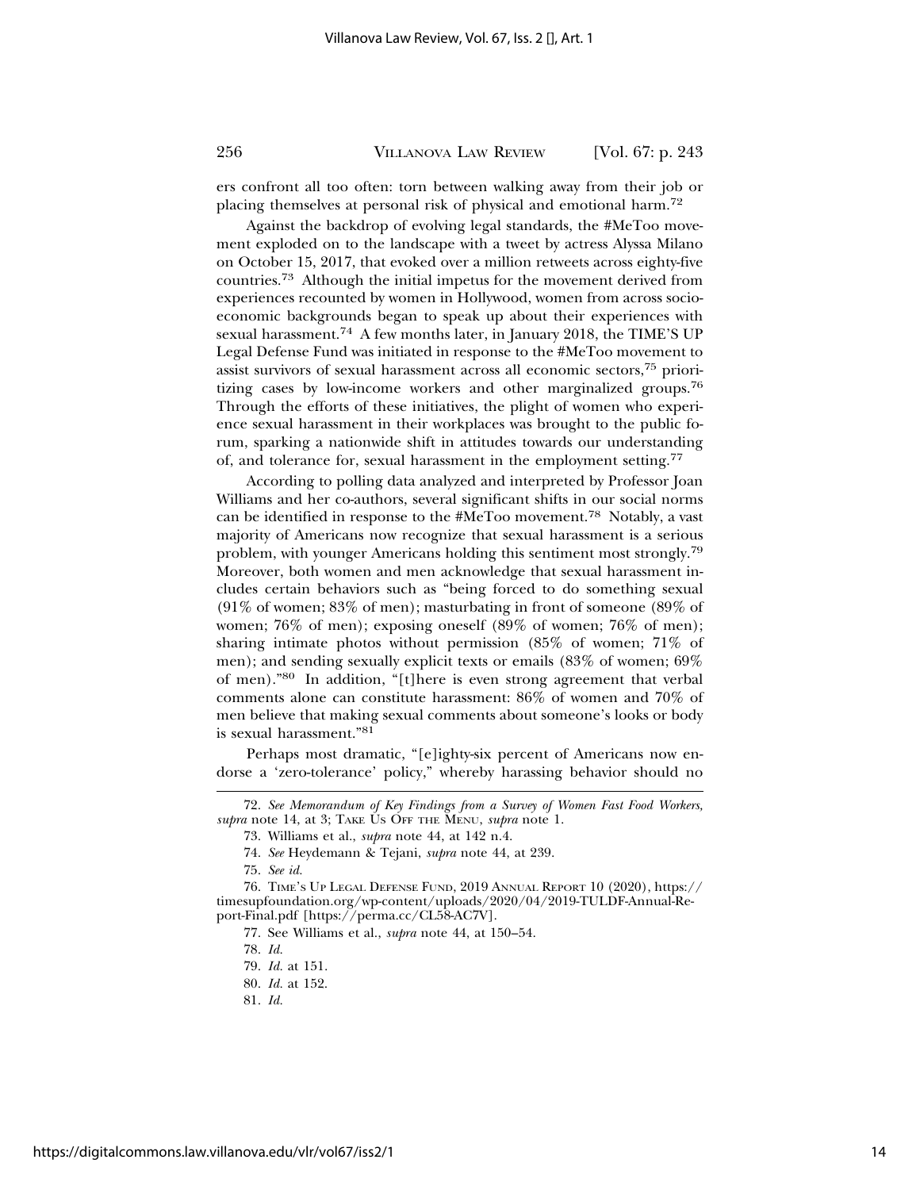ers confront all too often: torn between walking away from their job or placing themselves at personal risk of physical and emotional harm.[72]

Against the backdrop of evolving legal standards, the #MeToo movement exploded on to the landscape with a tweet by actress Alyssa Milano on October 15, 2017, that evoked over a million retweets across eighty-five countries.[73] Although the initial impetus for the movement derived from experiences recounted by women in Hollywood, women from across socioeconomic backgrounds began to speak up about their experiences with sexual harassment.[74] A few months later, in January 2018, the TIME'S UP Legal Defense Fund was initiated in response to the #MeToo movement to assist survivors of sexual harassment across all economic sectors,[75] prioritizing cases by low-income workers and other marginalized groups.[76] Through the efforts of these initiatives, the plight of women who experience sexual harassment in their workplaces was brought to the public forum, sparking a nationwide shift in attitudes towards our understanding of, and tolerance for, sexual harassment in the employment setting.[77]

According to polling data analyzed and interpreted by Professor Joan Williams and her co-authors, several significant shifts in our social norms can be identified in response to the #MeToo movement.[78] Notably, a vast majority of Americans now recognize that sexual harassment is a serious problem, with younger Americans holding this sentiment most strongly.[79] Moreover, both women and men acknowledge that sexual harassment includes certain behaviors such as "being forced to do something sexual (91% of women; 83% of men); masturbating in front of someone (89% of women; 76% of men); exposing oneself (89% of women; 76% of men); sharing intimate photos without permission (85% of women; 71% of men); and sending sexually explicit texts or emails (83% of women; 69% of men)."[80] In addition, "[t]here is even strong agreement that verbal comments alone can constitute harassment: 86% of women and 70% of men believe that making sexual comments about someone's looks or body is sexual harassment."[81]

Perhaps most dramatic, "[e]ighty-six percent of Americans now endorse a 'zero-tolerance' policy," whereby harassing behavior should no

---

72. *See Memorandum of Key Findings from a Survey of Women Fast Food Workers*, *supra* note 14, at 3; TAKE US OFF THE MENU, *supra* note 1.

73. Williams et al., *supra* note 44, at 142 n.4.

74. *See* Heydemann & Tejani, *supra* note 44, at 239.

75. *See id.*

76. TIME'S UP LEGAL DEFENSE FUND, 2019 ANNUAL REPORT 10 (2020), https://timesupfoundation.org/wp-content/uploads/2020/04/2019-TULDF-Annual-Report-Final.pdf [https://perma.cc/CL58-AC7V].

77. See Williams et al., *supra* note 44, at 150–54.

78. *Id.*

79. *Id.* at 151.

80. *Id.* at 152.

81. *Id.*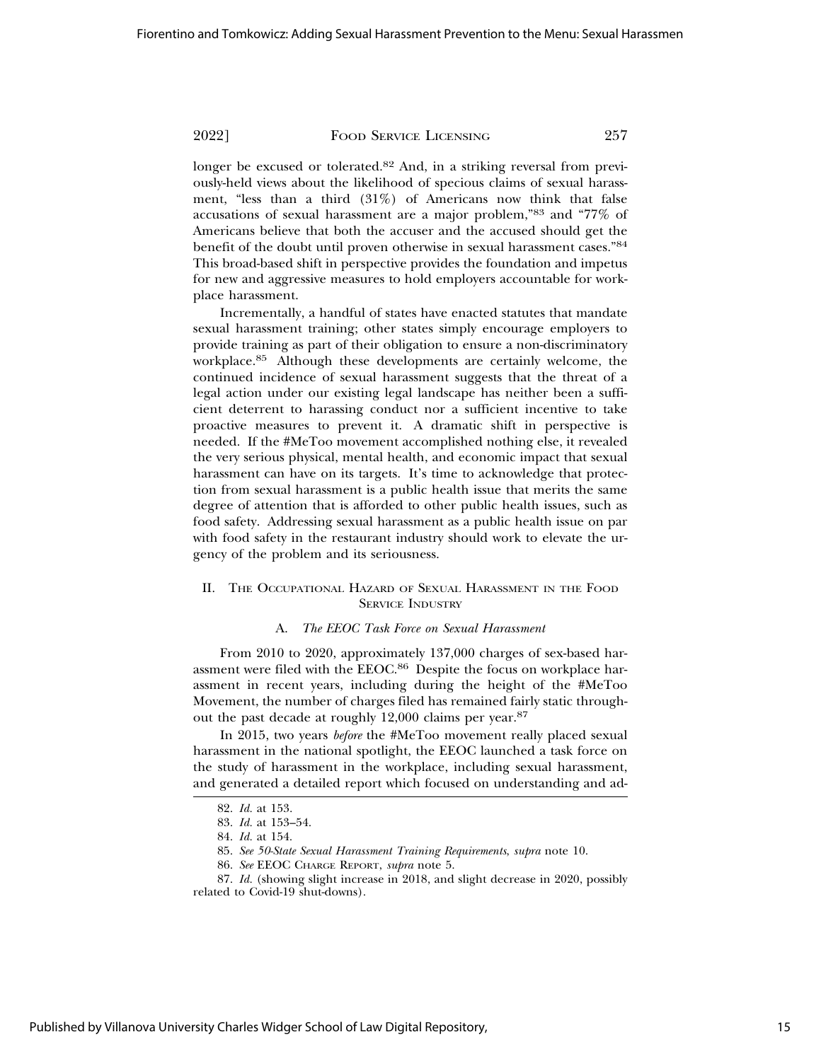longer be excused or tolerated.[82] And, in a striking reversal from previously-held views about the likelihood of specious claims of sexual harassment, "less than a third (31%) of Americans now think that false accusations of sexual harassment are a major problem,"[83] and "77% of Americans believe that both the accuser and the accused should get the benefit of the doubt until proven otherwise in sexual harassment cases."[84] This broad-based shift in perspective provides the foundation and impetus for new and aggressive measures to hold employers accountable for workplace harassment.

Incrementally, a handful of states have enacted statutes that mandate sexual harassment training; other states simply encourage employers to provide training as part of their obligation to ensure a non-discriminatory workplace.[85] Although these developments are certainly welcome, the continued incidence of sexual harassment suggests that the threat of a legal action under our existing legal landscape has neither been a sufficient deterrent to harassing conduct nor a sufficient incentive to take proactive measures to prevent it. A dramatic shift in perspective is needed. If the #MeToo movement accomplished nothing else, it revealed the very serious physical, mental health, and economic impact that sexual harassment can have on its targets. It's time to acknowledge that protection from sexual harassment is a public health issue that merits the same degree of attention that is afforded to other public health issues, such as food safety. Addressing sexual harassment as a public health issue on par with food safety in the restaurant industry should work to elevate the urgency of the problem and its seriousness.

## II. The Occupational Hazard of Sexual Harassment in the Food Service Industry

### A. *The EEOC Task Force on Sexual Harassment*

From 2010 to 2020, approximately 137,000 charges of sex-based harassment were filed with the EEOC.[86] Despite the focus on workplace harassment in recent years, including during the height of the #MeToo Movement, the number of charges filed has remained fairly static throughout the past decade at roughly 12,000 claims per year.[87]

In 2015, two years *before* the #MeToo movement really placed sexual harassment in the national spotlight, the EEOC launched a task force on the study of harassment in the workplace, including sexual harassment, and generated a detailed report which focused on understanding and ad-

---

82. *Id.* at 153.

83. *Id.* at 153–54.

84. *Id.* at 154.

85. *See 50-State Sexual Harassment Training Requirements*, *supra* note 10.

86. *See* EEOC Charge Report, *supra* note 5.

87. *Id.* (showing slight increase in 2018, and slight decrease in 2020, possibly related to Covid-19 shut-downs).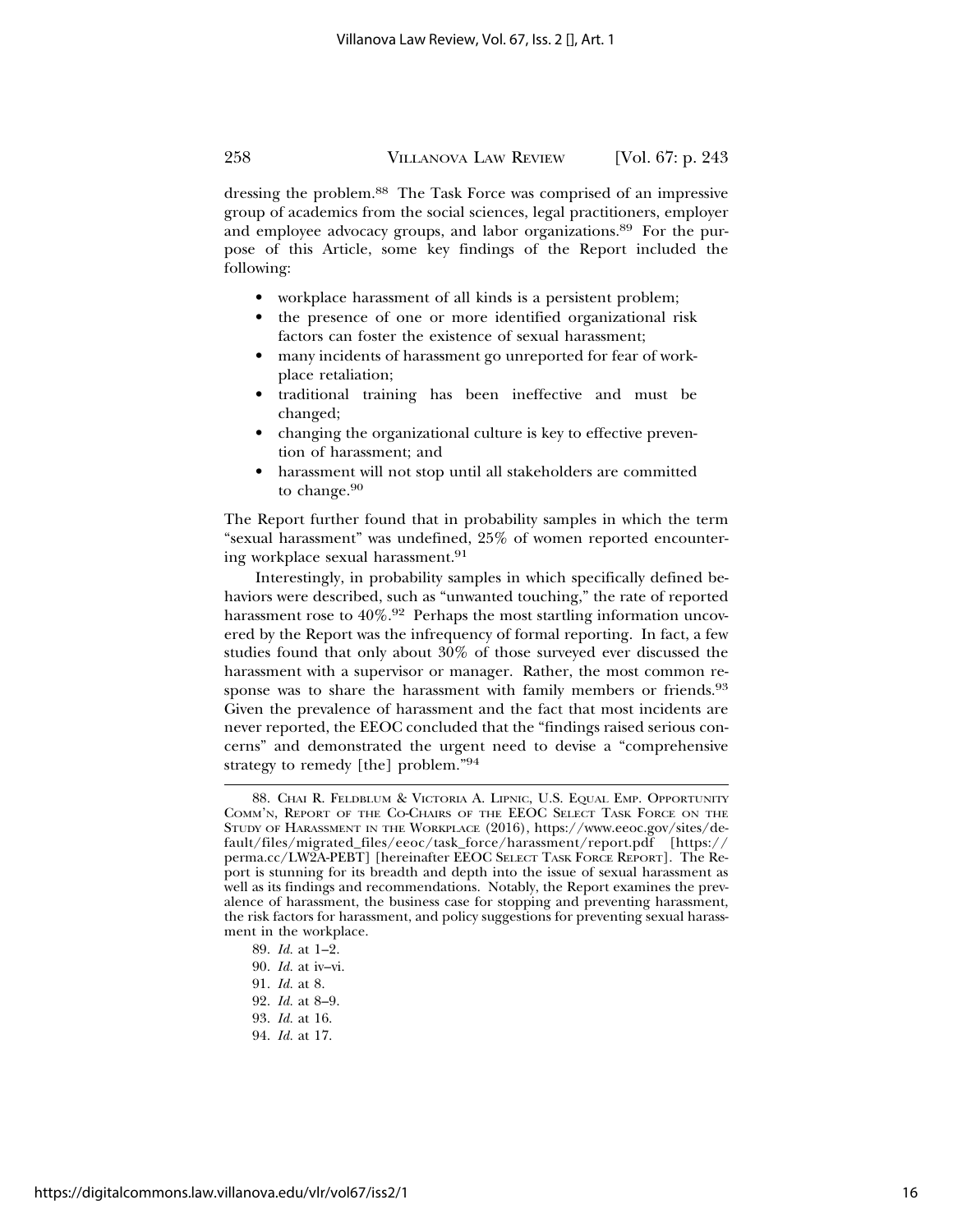dressing the problem.[88] The Task Force was comprised of an impressive group of academics from the social sciences, legal practitioners, employer and employee advocacy groups, and labor organizations.[89] For the purpose of this Article, some key findings of the Report included the following:

- workplace harassment of all kinds is a persistent problem;
- the presence of one or more identified organizational risk factors can foster the existence of sexual harassment;
- many incidents of harassment go unreported for fear of workplace retaliation;
- traditional training has been ineffective and must be changed;
- changing the organizational culture is key to effective prevention of harassment; and
- harassment will not stop until all stakeholders are committed to change.[90]

The Report further found that in probability samples in which the term "sexual harassment" was undefined, 25% of women reported encountering workplace sexual harassment.[91]

Interestingly, in probability samples in which specifically defined behaviors were described, such as "unwanted touching," the rate of reported harassment rose to 40%.[92] Perhaps the most startling information uncovered by the Report was the infrequency of formal reporting. In fact, a few studies found that only about 30% of those surveyed ever discussed the harassment with a supervisor or manager. Rather, the most common response was to share the harassment with family members or friends.[93] Given the prevalence of harassment and the fact that most incidents are never reported, the EEOC concluded that the "findings raised serious concerns" and demonstrated the urgent need to devise a "comprehensive strategy to remedy [the] problem."[94]

---

88. Chai R. Feldblum & Victoria A. Lipnic, U.S. Equal Emp. Opportunity Comm'n, Report of the Co-Chairs of the EEOC Select Task Force on the Study of Harassment in the Workplace (2016), https://www.eeoc.gov/sites/default/files/migrated_files/eeoc/task_force/harassment/report.pdf [https://perma.cc/LW2A-PEBT] [hereinafter EEOC Select Task Force Report]. The Report is stunning for its breadth and depth into the issue of sexual harassment as well as its findings and recommendations. Notably, the Report examines the prevalence of harassment, the business case for stopping and preventing harassment, the risk factors for harassment, and policy suggestions for preventing sexual harassment in the workplace.

89. *Id.* at 1–2.

90. *Id.* at iv–vi.

91. *Id.* at 8.

92. *Id.* at 8–9.

93. *Id.* at 16.

94. *Id.* at 17.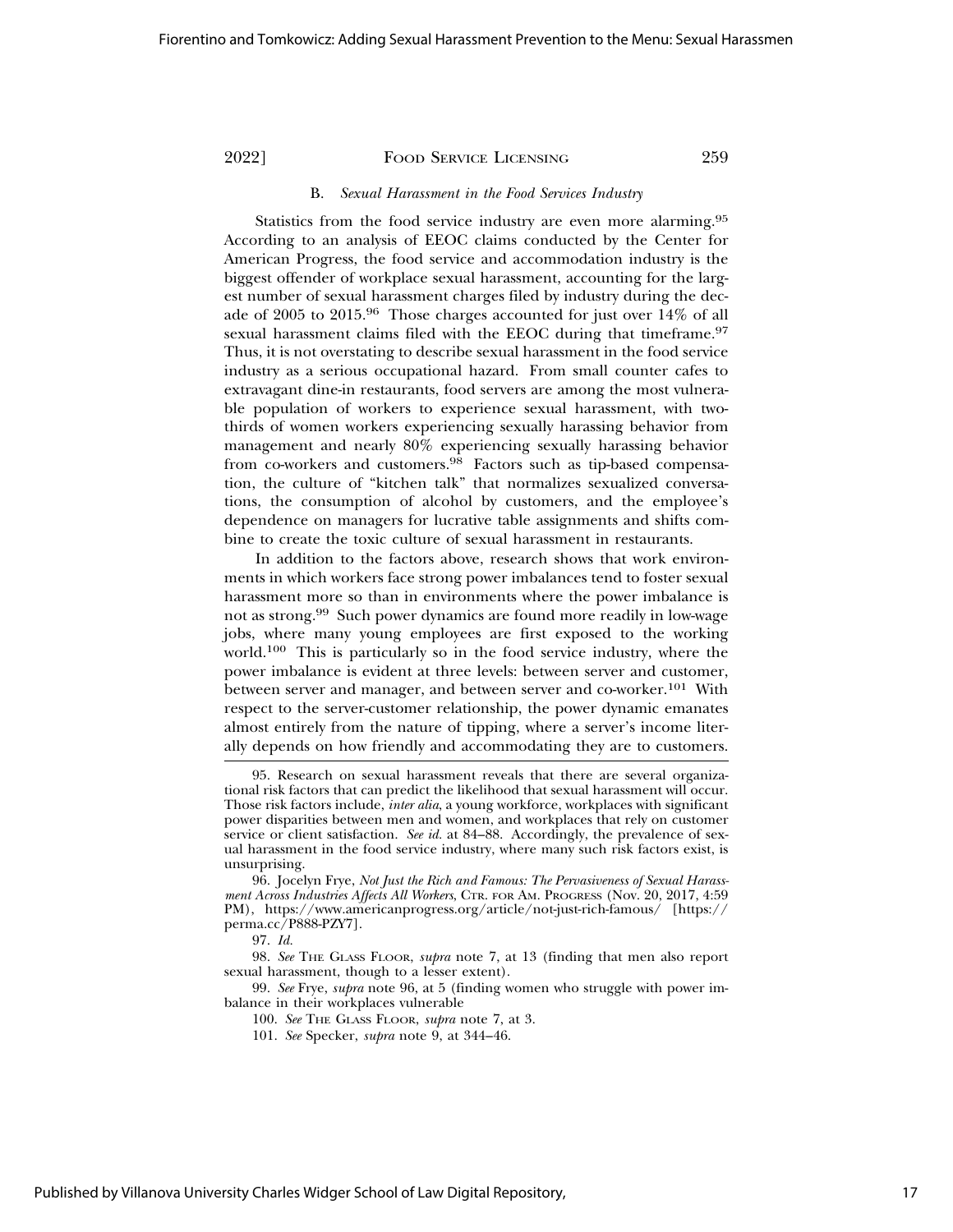### B. *Sexual Harassment in the Food Services Industry*

Statistics from the food service industry are even more alarming.[95] According to an analysis of EEOC claims conducted by the Center for American Progress, the food service and accommodation industry is the biggest offender of workplace sexual harassment, accounting for the largest number of sexual harassment charges filed by industry during the decade of 2005 to 2015.[96] Those charges accounted for just over 14% of all sexual harassment claims filed with the EEOC during that timeframe.[97] Thus, it is not overstating to describe sexual harassment in the food service industry as a serious occupational hazard. From small counter cafes to extravagant dine-in restaurants, food servers are among the most vulnerable population of workers to experience sexual harassment, with two-thirds of women workers experiencing sexually harassing behavior from management and nearly 80% experiencing sexually harassing behavior from co-workers and customers.[98] Factors such as tip-based compensation, the culture of "kitchen talk" that normalizes sexualized conversations, the consumption of alcohol by customers, and the employee's dependence on managers for lucrative table assignments and shifts combine to create the toxic culture of sexual harassment in restaurants.

In addition to the factors above, research shows that work environments in which workers face strong power imbalances tend to foster sexual harassment more so than in environments where the power imbalance is not as strong.[99] Such power dynamics are found more readily in low-wage jobs, where many young employees are first exposed to the working world.[100] This is particularly so in the food service industry, where the power imbalance is evident at three levels: between server and customer, between server and manager, and between server and co-worker.[101] With respect to the server-customer relationship, the power dynamic emanates almost entirely from the nature of tipping, where a server's income literally depends on how friendly and accommodating they are to customers.

---

95. Research on sexual harassment reveals that there are several organizational risk factors that can predict the likelihood that sexual harassment will occur. Those risk factors include, *inter alia*, a young workforce, workplaces with significant power disparities between men and women, and workplaces that rely on customer service or client satisfaction. *See id.* at 84–88. Accordingly, the prevalence of sexual harassment in the food service industry, where many such risk factors exist, is unsurprising.

96. Jocelyn Frye, *Not Just the Rich and Famous: The Pervasiveness of Sexual Harassment Across Industries Affects All Workers*, CTR. FOR AM. PROGRESS (Nov. 20, 2017, 4:59 PM), https://www.americanprogress.org/article/not-just-rich-famous/ [https://perma.cc/P888-PZY7].

97. *Id.*

98. *See* THE GLASS FLOOR, *supra* note 7, at 13 (finding that men also report sexual harassment, though to a lesser extent).

99. *See* Frye, *supra* note 96, at 5 (finding women who struggle with power imbalance in their workplaces vulnerable

100. *See* THE GLASS FLOOR, *supra* note 7, at 3.

101. *See* Specker, *supra* note 9, at 344–46.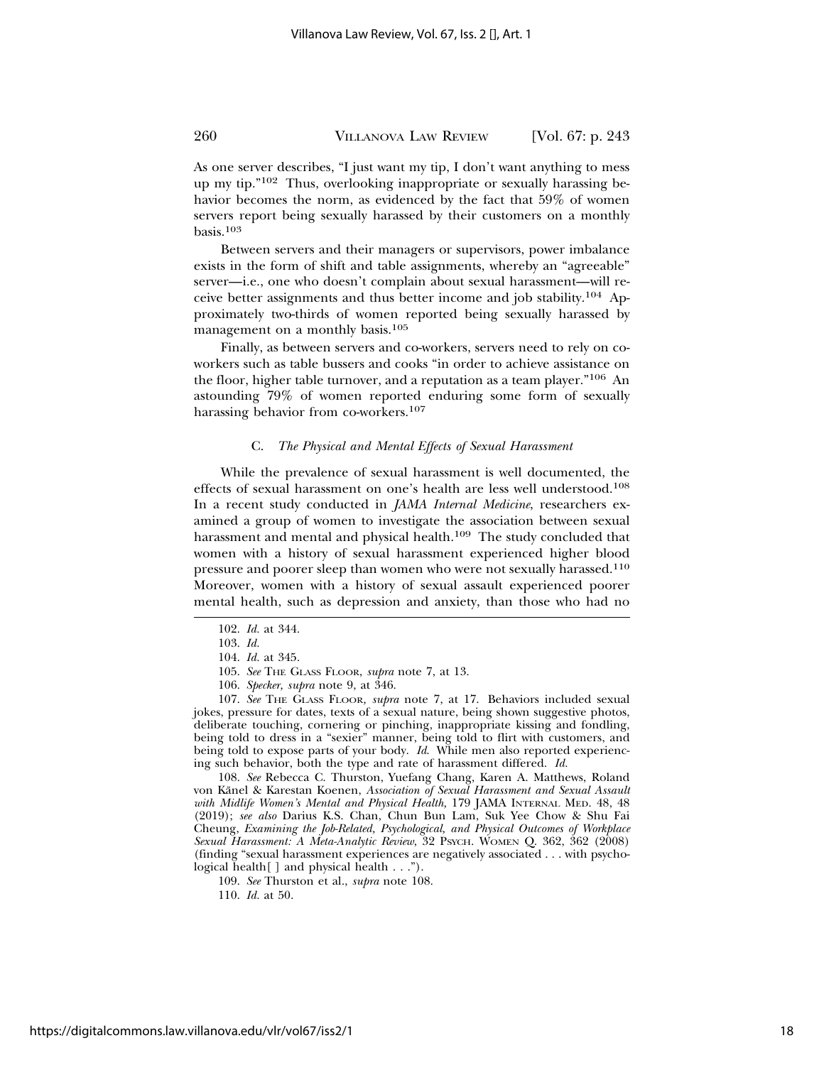As one server describes, "I just want my tip, I don't want anything to mess up my tip."[102] Thus, overlooking inappropriate or sexually harassing behavior becomes the norm, as evidenced by the fact that 59% of women servers report being sexually harassed by their customers on a monthly basis.[103]

Between servers and their managers or supervisors, power imbalance exists in the form of shift and table assignments, whereby an "agreeable" server—i.e., one who doesn't complain about sexual harassment—will receive better assignments and thus better income and job stability.[104] Approximately two-thirds of women reported being sexually harassed by management on a monthly basis.[105]

Finally, as between servers and co-workers, servers need to rely on co-workers such as table bussers and cooks "in order to achieve assistance on the floor, higher table turnover, and a reputation as a team player."[106] An astounding 79% of women reported enduring some form of sexually harassing behavior from co-workers.[107]

### C. *The Physical and Mental Effects of Sexual Harassment*

While the prevalence of sexual harassment is well documented, the effects of sexual harassment on one's health are less well understood.[108] In a recent study conducted in *JAMA Internal Medicine*, researchers examined a group of women to investigate the association between sexual harassment and mental and physical health.[109] The study concluded that women with a history of sexual harassment experienced higher blood pressure and poorer sleep than women who were not sexually harassed.[110] Moreover, women with a history of sexual assault experienced poorer mental health, such as depression and anxiety, than those who had no

---

102. *Id.* at 344.

103. *Id.*

104. *Id.* at 345.

105. *See* The Glass Floor, *supra* note 7, at 13.

106. *Specker, supra* note 9, at 346.

107. *See* The Glass Floor*, supra* note 7, at 17. Behaviors included sexual jokes, pressure for dates, texts of a sexual nature, being shown suggestive photos, deliberate touching, cornering or pinching, inappropriate kissing and fondling, being told to dress in a "sexier" manner, being told to flirt with customers, and being told to expose parts of your body. *Id.* While men also reported experiencing such behavior, both the type and rate of harassment differed. *Id.*

108. *See* Rebecca C. Thurston, Yuefang Chang, Karen A. Matthews, Roland von Känel & Karestan Koenen, *Association of Sexual Harassment and Sexual Assault with Midlife Women's Mental and Physical Health,* 179 JAMA Internal Med. 48, 48 (2019); *see also* Darius K.S. Chan, Chun Bun Lam, Suk Yee Chow & Shu Fai Cheung, *Examining the Job-Related, Psychological, and Physical Outcomes of Workplace Sexual Harassment: A Meta-Analytic Review*, 32 Psych. Women Q. 362, 362 (2008) (finding "sexual harassment experiences are negatively associated . . . with psychological health[ ] and physical health . . .").

109. *See* Thurston et al., *supra* note 108.

110. *Id.* at 50.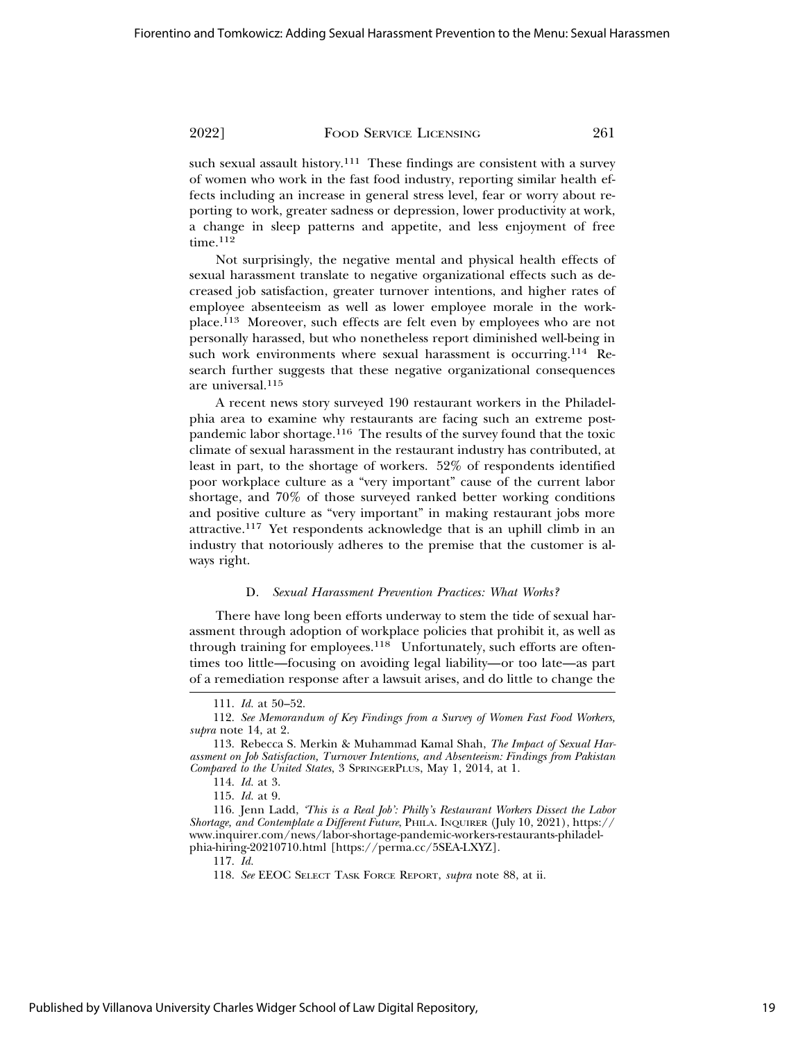such sexual assault history.[111] These findings are consistent with a survey of women who work in the fast food industry, reporting similar health effects including an increase in general stress level, fear or worry about reporting to work, greater sadness or depression, lower productivity at work, a change in sleep patterns and appetite, and less enjoyment of free time.[112]

Not surprisingly, the negative mental and physical health effects of sexual harassment translate to negative organizational effects such as decreased job satisfaction, greater turnover intentions, and higher rates of employee absenteeism as well as lower employee morale in the workplace.[113] Moreover, such effects are felt even by employees who are not personally harassed, but who nonetheless report diminished well-being in such work environments where sexual harassment is occurring.[114] Research further suggests that these negative organizational consequences are universal.[115]

A recent news story surveyed 190 restaurant workers in the Philadelphia area to examine why restaurants are facing such an extreme post-pandemic labor shortage.[116] The results of the survey found that the toxic climate of sexual harassment in the restaurant industry has contributed, at least in part, to the shortage of workers. 52% of respondents identified poor workplace culture as a "very important" cause of the current labor shortage, and 70% of those surveyed ranked better working conditions and positive culture as "very important" in making restaurant jobs more attractive.[117] Yet respondents acknowledge that is an uphill climb in an industry that notoriously adheres to the premise that the customer is always right.

### D. *Sexual Harassment Prevention Practices: What Works?*

There have long been efforts underway to stem the tide of sexual harassment through adoption of workplace policies that prohibit it, as well as through training for employees.[118] Unfortunately, such efforts are oftentimes too little—focusing on avoiding legal liability—or too late—as part of a remediation response after a lawsuit arises, and do little to change the

---

111. *Id.* at 50–52.

112. *See Memorandum of Key Findings from a Survey of Women Fast Food Workers*, *supra* note 14, at 2.

113. Rebecca S. Merkin & Muhammad Kamal Shah, *The Impact of Sexual Harassment on Job Satisfaction, Turnover Intentions, and Absenteeism: Findings from Pakistan Compared to the United States*, 3 SPRINGERPLUS, May 1, 2014, at 1.

114. *Id.* at 3.

115. *Id.* at 9.

116. Jenn Ladd, *'This is a Real Job': Philly's Restaurant Workers Dissect the Labor Shortage, and Contemplate a Different Future*, PHILA. INQUIRER (July 10, 2021), https://www.inquirer.com/news/labor-shortage-pandemic-workers-restaurants-philadelphia-hiring-20210710.html [https://perma.cc/5SEA-LXYZ].

117. *Id.*

118. *See* EEOC SELECT TASK FORCE REPORT, *supra* note 88, at ii.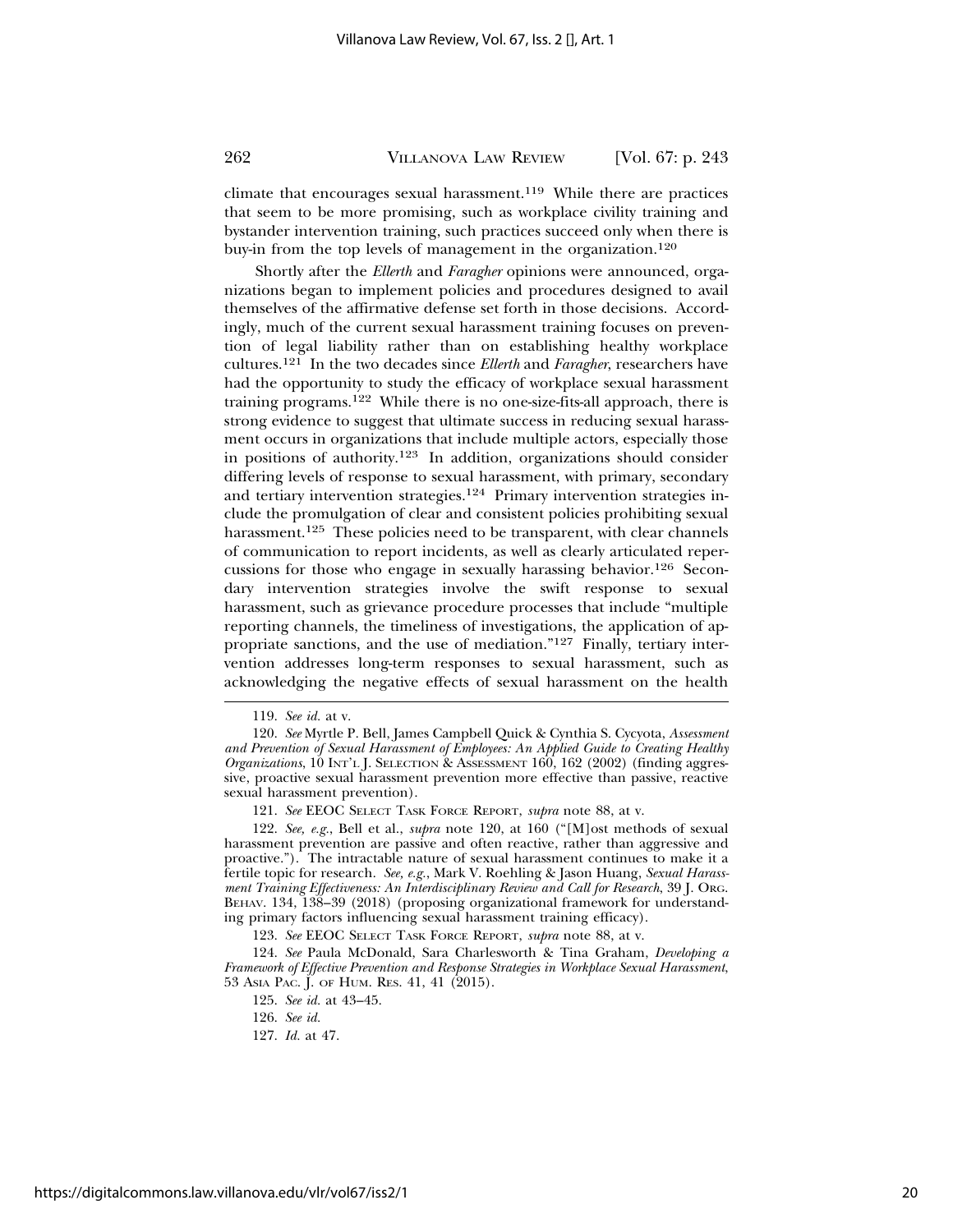climate that encourages sexual harassment.[119] While there are practices that seem to be more promising, such as workplace civility training and bystander intervention training, such practices succeed only when there is buy-in from the top levels of management in the organization.[120]

Shortly after the *Ellerth* and *Faragher* opinions were announced, organizations began to implement policies and procedures designed to avail themselves of the affirmative defense set forth in those decisions. Accordingly, much of the current sexual harassment training focuses on prevention of legal liability rather than on establishing healthy workplace cultures.[121] In the two decades since *Ellerth* and *Faragher*, researchers have had the opportunity to study the efficacy of workplace sexual harassment training programs.[122] While there is no one-size-fits-all approach, there is strong evidence to suggest that ultimate success in reducing sexual harassment occurs in organizations that include multiple actors, especially those in positions of authority.[123] In addition, organizations should consider differing levels of response to sexual harassment, with primary, secondary and tertiary intervention strategies.[124] Primary intervention strategies include the promulgation of clear and consistent policies prohibiting sexual harassment.[125] These policies need to be transparent, with clear channels of communication to report incidents, as well as clearly articulated repercussions for those who engage in sexually harassing behavior.[126] Secondary intervention strategies involve the swift response to sexual harassment, such as grievance procedure processes that include "multiple reporting channels, the timeliness of investigations, the application of appropriate sanctions, and the use of mediation."[127] Finally, tertiary intervention addresses long-term responses to sexual harassment, such as acknowledging the negative effects of sexual harassment on the health

---

119. *See id.* at v.

120. *See* Myrtle P. Bell, James Campbell Quick & Cynthia S. Cycyota, *Assessment and Prevention of Sexual Harassment of Employees: An Applied Guide to Creating Healthy Organizations*, 10 INT'L J. SELECTION & ASSESSMENT 160, 162 (2002) (finding aggressive, proactive sexual harassment prevention more effective than passive, reactive sexual harassment prevention).

121. *See* EEOC SELECT TASK FORCE REPORT, *supra* note 88, at v.

122. *See, e.g.*, Bell et al., *supra* note 120, at 160 ("[M]ost methods of sexual harassment prevention are passive and often reactive, rather than aggressive and proactive."). The intractable nature of sexual harassment continues to make it a fertile topic for research. *See, e.g.*, Mark V. Roehling & Jason Huang, *Sexual Harassment Training Effectiveness: An Interdisciplinary Review and Call for Research*, 39 J. ORG. BEHAV. 134, 138–39 (2018) (proposing organizational framework for understanding primary factors influencing sexual harassment training efficacy).

123. *See* EEOC SELECT TASK FORCE REPORT, *supra* note 88, at v.

124. *See* Paula McDonald, Sara Charlesworth & Tina Graham, *Developing a Framework of Effective Prevention and Response Strategies in Workplace Sexual Harassment*, 53 ASIA PAC. J. OF HUM. RES. 41, 41 (2015).

125. *See id.* at 43–45.

126. *See id.*

127. *Id.* at 47.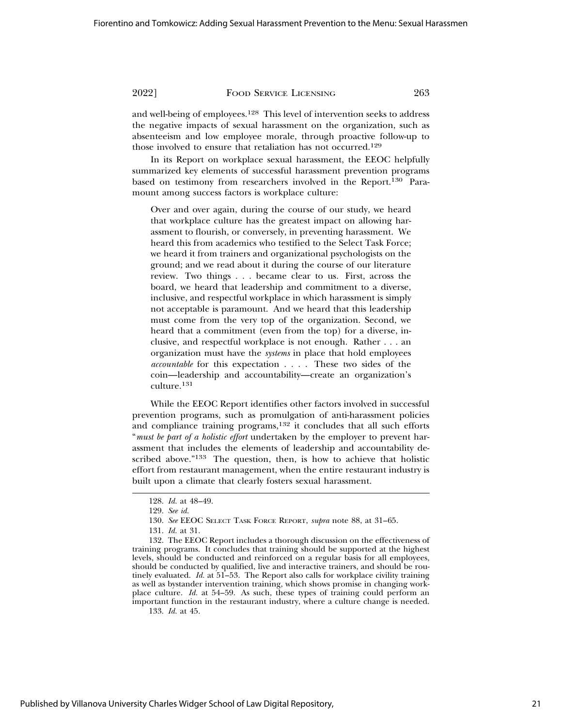and well-being of employees.[128] This level of intervention seeks to address the negative impacts of sexual harassment on the organization, such as absenteeism and low employee morale, through proactive follow-up to those involved to ensure that retaliation has not occurred.[129]

In its Report on workplace sexual harassment, the EEOC helpfully summarized key elements of successful harassment prevention programs based on testimony from researchers involved in the Report.[130] Paramount among success factors is workplace culture:

> Over and over again, during the course of our study, we heard that workplace culture has the greatest impact on allowing harassment to flourish, or conversely, in preventing harassment. We heard this from academics who testified to the Select Task Force; we heard it from trainers and organizational psychologists on the ground; and we read about it during the course of our literature review. Two things . . . became clear to us. First, across the board, we heard that leadership and commitment to a diverse, inclusive, and respectful workplace in which harassment is simply not acceptable is paramount. And we heard that this leadership must come from the very top of the organization. Second, we heard that a commitment (even from the top) for a diverse, inclusive, and respectful workplace is not enough. Rather . . . an organization must have the *systems* in place that hold employees *accountable* for this expectation . . . . These two sides of the coin—leadership and accountability—create an organization's culture.[131]

While the EEOC Report identifies other factors involved in successful prevention programs, such as promulgation of anti-harassment policies and compliance training programs,[132] it concludes that all such efforts "*must be part of a holistic effort* undertaken by the employer to prevent harassment that includes the elements of leadership and accountability described above."[133] The question, then, is how to achieve that holistic effort from restaurant management, when the entire restaurant industry is built upon a climate that clearly fosters sexual harassment.

---

128. *Id.* at 48–49.

129. *See id.*

130. *See* EEOC Select Task Force Report, *supra* note 88, at 31–65.

131. *Id.* at 31.

132. The EEOC Report includes a thorough discussion on the effectiveness of training programs. It concludes that training should be supported at the highest levels, should be conducted and reinforced on a regular basis for all employees, should be conducted by qualified, live and interactive trainers, and should be routinely evaluated. *Id.* at 51–53. The Report also calls for workplace civility training as well as bystander intervention training, which shows promise in changing workplace culture. *Id.* at 54–59. As such, these types of training could perform an important function in the restaurant industry, where a culture change is needed.

133. *Id.* at 45.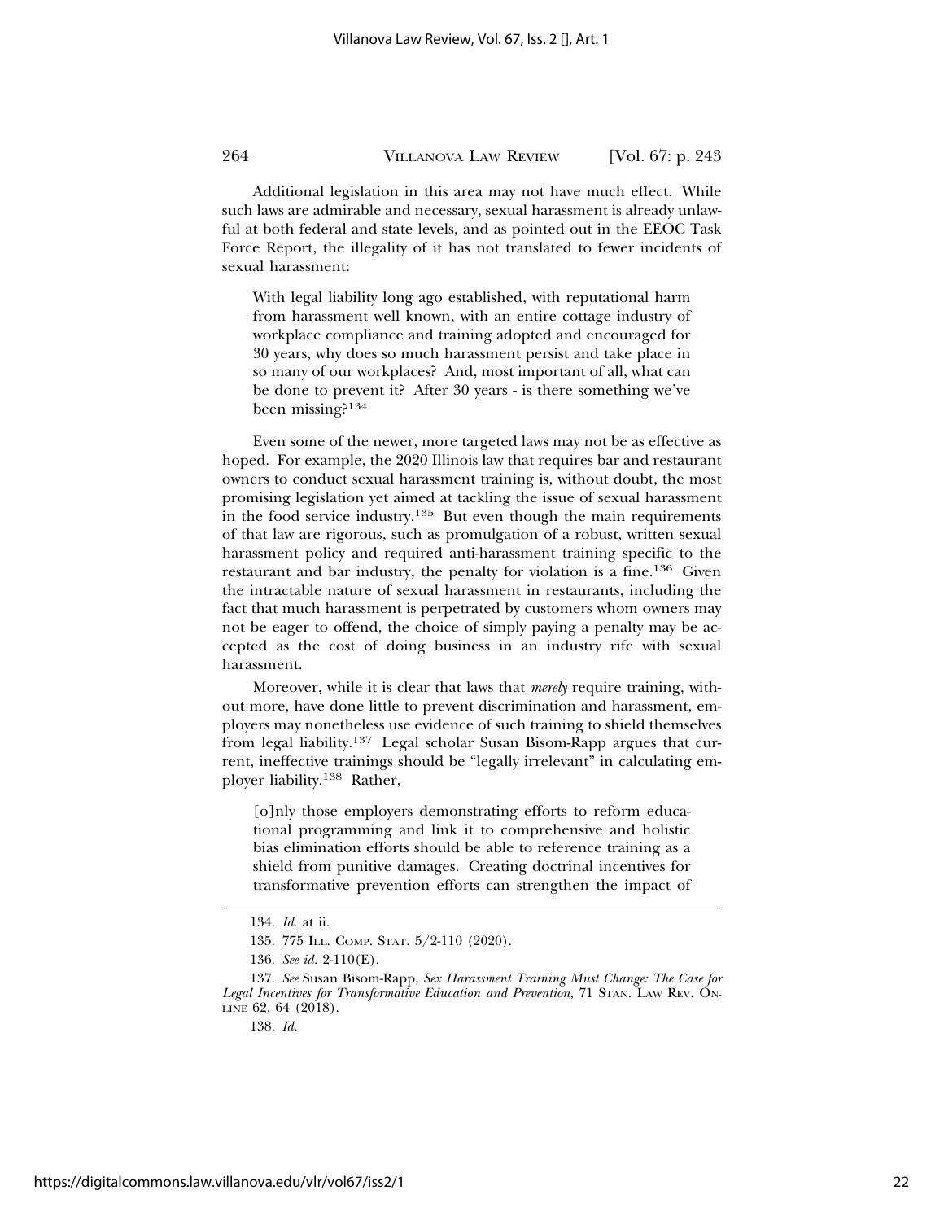Additional legislation in this area may not have much effect. While such laws are admirable and necessary, sexual harassment is already unlawful at both federal and state levels, and as pointed out in the EEOC Task Force Report, the illegality of it has not translated to fewer incidents of sexual harassment:

> With legal liability long ago established, with reputational harm from harassment well known, with an entire cottage industry of workplace compliance and training adopted and encouraged for 30 years, why does so much harassment persist and take place in so many of our workplaces? And, most important of all, what can be done to prevent it? After 30 years - is there something we've been missing?[134]

Even some of the newer, more targeted laws may not be as effective as hoped. For example, the 2020 Illinois law that requires bar and restaurant owners to conduct sexual harassment training is, without doubt, the most promising legislation yet aimed at tackling the issue of sexual harassment in the food service industry.[135] But even though the main requirements of that law are rigorous, such as promulgation of a robust, written sexual harassment policy and required anti-harassment training specific to the restaurant and bar industry, the penalty for violation is a fine.[136] Given the intractable nature of sexual harassment in restaurants, including the fact that much harassment is perpetrated by customers whom owners may not be eager to offend, the choice of simply paying a penalty may be accepted as the cost of doing business in an industry rife with sexual harassment.

Moreover, while it is clear that laws that *merely* require training, without more, have done little to prevent discrimination and harassment, employers may nonetheless use evidence of such training to shield themselves from legal liability.[137] Legal scholar Susan Bisom-Rapp argues that current, ineffective trainings should be "legally irrelevant" in calculating employer liability.[138] Rather,

> [o]nly those employers demonstrating efforts to reform educational programming and link it to comprehensive and holistic bias elimination efforts should be able to reference training as a shield from punitive damages. Creating doctrinal incentives for transformative prevention efforts can strengthen the impact of

---

134. *Id.* at ii.

135. 775 Ill. Comp. Stat. 5/2-110 (2020).

136. *See id.* 2-110(E).

137. *See* Susan Bisom-Rapp, *Sex Harassment Training Must Change: The Case for Legal Incentives for Transformative Education and Prevention*, 71 Stan. Law Rev. Online 62, 64 (2018).

138. *Id.*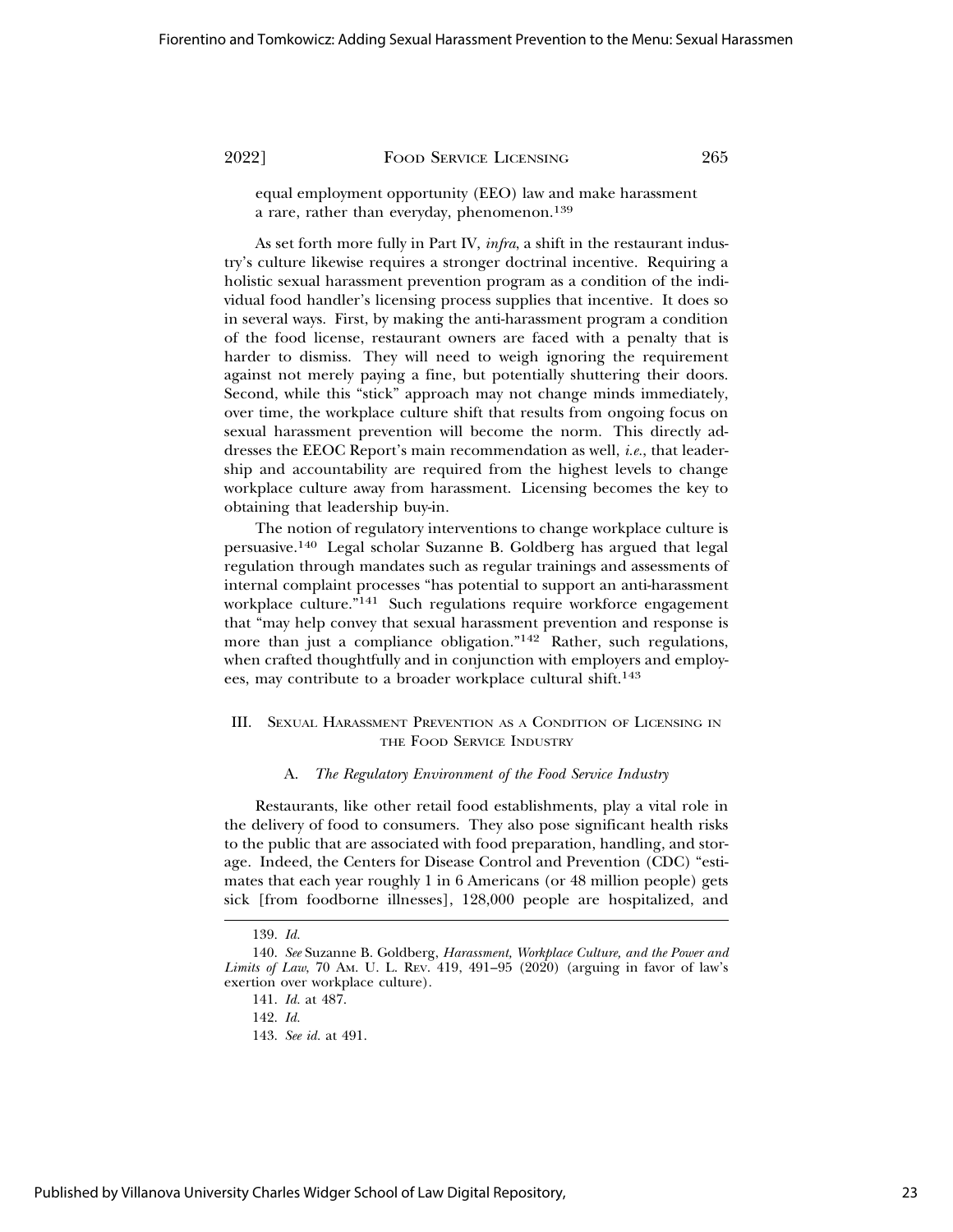equal employment opportunity (EEO) law and make harassment a rare, rather than everyday, phenomenon.[139]

As set forth more fully in Part IV, *infra*, a shift in the restaurant industry's culture likewise requires a stronger doctrinal incentive. Requiring a holistic sexual harassment prevention program as a condition of the individual food handler's licensing process supplies that incentive. It does so in several ways. First, by making the anti-harassment program a condition of the food license, restaurant owners are faced with a penalty that is harder to dismiss. They will need to weigh ignoring the requirement against not merely paying a fine, but potentially shuttering their doors. Second, while this "stick" approach may not change minds immediately, over time, the workplace culture shift that results from ongoing focus on sexual harassment prevention will become the norm. This directly addresses the EEOC Report's main recommendation as well, *i.e.*, that leadership and accountability are required from the highest levels to change workplace culture away from harassment. Licensing becomes the key to obtaining that leadership buy-in.

The notion of regulatory interventions to change workplace culture is persuasive.[140] Legal scholar Suzanne B. Goldberg has argued that legal regulation through mandates such as regular trainings and assessments of internal complaint processes "has potential to support an anti-harassment workplace culture."[141] Such regulations require workforce engagement that "may help convey that sexual harassment prevention and response is more than just a compliance obligation."[142] Rather, such regulations, when crafted thoughtfully and in conjunction with employers and employees, may contribute to a broader workplace cultural shift.[143]

## III. Sexual Harassment Prevention as a Condition of Licensing in the Food Service Industry

### A. *The Regulatory Environment of the Food Service Industry*

Restaurants, like other retail food establishments, play a vital role in the delivery of food to consumers. They also pose significant health risks to the public that are associated with food preparation, handling, and storage. Indeed, the Centers for Disease Control and Prevention (CDC) "estimates that each year roughly 1 in 6 Americans (or 48 million people) gets sick [from foodborne illnesses], 128,000 people are hospitalized, and

---

139. *Id.*

140. *See* Suzanne B. Goldberg, *Harassment, Workplace Culture, and the Power and Limits of Law*, 70 Am. U. L. Rev. 419, 491–95 (2020) (arguing in favor of law's exertion over workplace culture).

141. *Id.* at 487.

142. *Id.*

143. *See id.* at 491.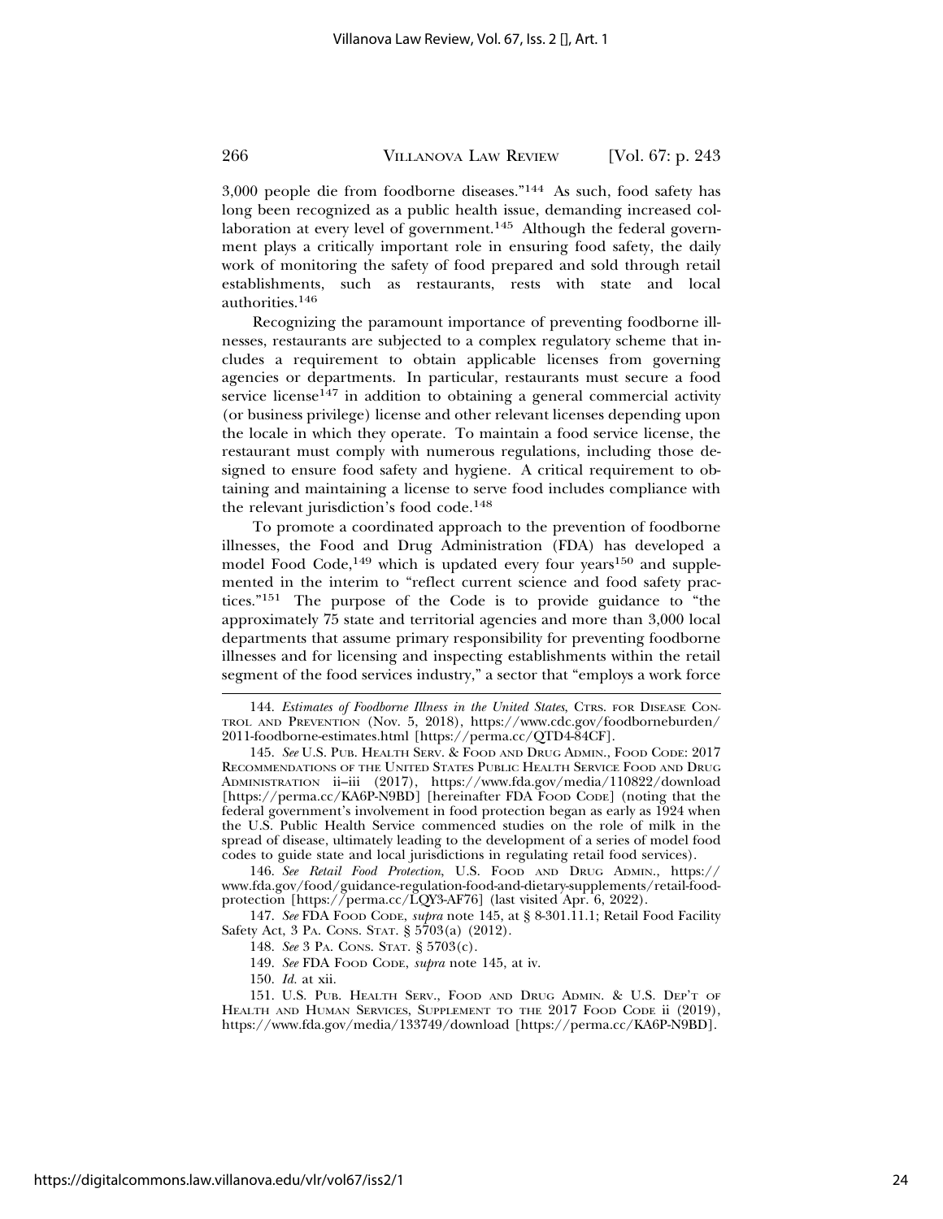3,000 people die from foodborne diseases."[144] As such, food safety has long been recognized as a public health issue, demanding increased collaboration at every level of government.[145] Although the federal government plays a critically important role in ensuring food safety, the daily work of monitoring the safety of food prepared and sold through retail establishments, such as restaurants, rests with state and local authorities.[146]

Recognizing the paramount importance of preventing foodborne illnesses, restaurants are subjected to a complex regulatory scheme that includes a requirement to obtain applicable licenses from governing agencies or departments. In particular, restaurants must secure a food service license[147] in addition to obtaining a general commercial activity (or business privilege) license and other relevant licenses depending upon the locale in which they operate. To maintain a food service license, the restaurant must comply with numerous regulations, including those designed to ensure food safety and hygiene. A critical requirement to obtaining and maintaining a license to serve food includes compliance with the relevant jurisdiction's food code.[148]

To promote a coordinated approach to the prevention of foodborne illnesses, the Food and Drug Administration (FDA) has developed a model Food Code,[149] which is updated every four years[150] and supplemented in the interim to "reflect current science and food safety practices."[151] The purpose of the Code is to provide guidance to "the approximately 75 state and territorial agencies and more than 3,000 local departments that assume primary responsibility for preventing foodborne illnesses and for licensing and inspecting establishments within the retail segment of the food services industry," a sector that "employs a work force

---

144. *Estimates of Foodborne Illness in the United States*, CTRS. FOR DISEASE CONTROL AND PREVENTION (Nov. 5, 2018), https://www.cdc.gov/foodborneburden/2011-foodborne-estimates.html [https://perma.cc/QTD4-84CF].

145. *See* U.S. PUB. HEALTH SERV. & FOOD AND DRUG ADMIN., FOOD CODE: 2017 RECOMMENDATIONS OF THE UNITED STATES PUBLIC HEALTH SERVICE FOOD AND DRUG ADMINISTRATION ii–iii (2017), https://www.fda.gov/media/110822/download [https://perma.cc/KA6P-N9BD] [hereinafter FDA FOOD CODE] (noting that the federal government's involvement in food protection began as early as 1924 when the U.S. Public Health Service commenced studies on the role of milk in the spread of disease, ultimately leading to the development of a series of model food codes to guide state and local jurisdictions in regulating retail food services).

146. *See Retail Food Protection*, U.S. FOOD AND DRUG ADMIN., https://www.fda.gov/food/guidance-regulation-food-and-dietary-supplements/retail-food-protection [https://perma.cc/LQY3-AF76] (last visited Apr. 6, 2022).

147. *See* FDA FOOD CODE, *supra* note 145, at § 8-301.11.1; Retail Food Facility Safety Act, 3 PA. CONS. STAT. § 5703(a) (2012).

148. *See* 3 PA. CONS. STAT. § 5703(c).

149. *See* FDA FOOD CODE, *supra* note 145, at iv.

150. *Id.* at xii.

151. U.S. PUB. HEALTH SERV., FOOD AND DRUG ADMIN. & U.S. DEP'T OF HEALTH AND HUMAN SERVICES, SUPPLEMENT TO THE 2017 FOOD CODE ii (2019), https://www.fda.gov/media/133749/download [https://perma.cc/KA6P-N9BD].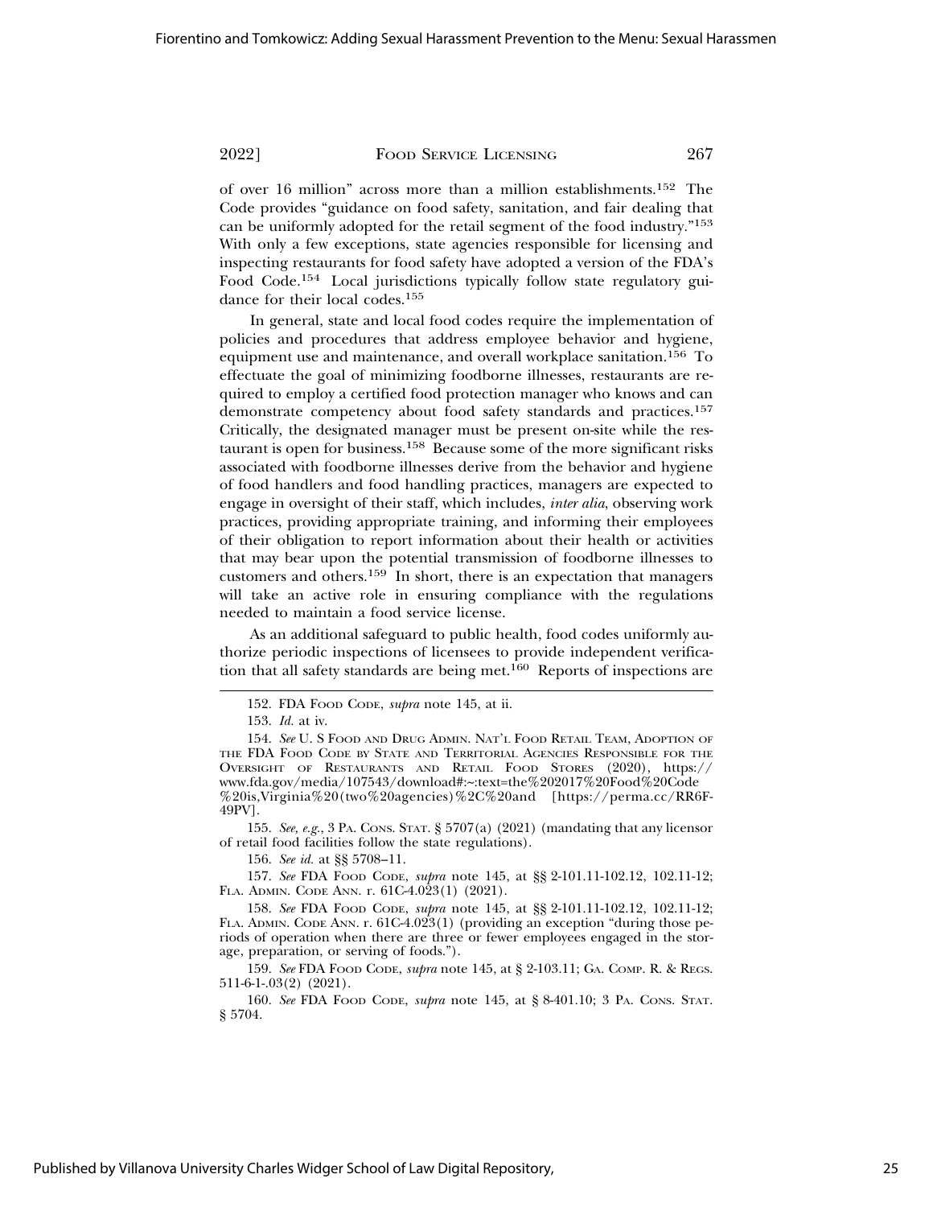of over 16 million" across more than a million establishments.[152] The Code provides "guidance on food safety, sanitation, and fair dealing that can be uniformly adopted for the retail segment of the food industry."[153] With only a few exceptions, state agencies responsible for licensing and inspecting restaurants for food safety have adopted a version of the FDA's Food Code.[154] Local jurisdictions typically follow state regulatory guidance for their local codes.[155]

In general, state and local food codes require the implementation of policies and procedures that address employee behavior and hygiene, equipment use and maintenance, and overall workplace sanitation.[156] To effectuate the goal of minimizing foodborne illnesses, restaurants are required to employ a certified food protection manager who knows and can demonstrate competency about food safety standards and practices.[157] Critically, the designated manager must be present on-site while the restaurant is open for business.[158] Because some of the more significant risks associated with foodborne illnesses derive from the behavior and hygiene of food handlers and food handling practices, managers are expected to engage in oversight of their staff, which includes, *inter alia*, observing work practices, providing appropriate training, and informing their employees of their obligation to report information about their health or activities that may bear upon the potential transmission of foodborne illnesses to customers and others.[159] In short, there is an expectation that managers will take an active role in ensuring compliance with the regulations needed to maintain a food service license.

As an additional safeguard to public health, food codes uniformly authorize periodic inspections of licensees to provide independent verification that all safety standards are being met.[160] Reports of inspections are

---

152. FDA Food Code, *supra* note 145, at ii.

153. *Id.* at iv.

154. *See* U. S Food and Drug Admin. Nat'l Food Retail Team, Adoption of the FDA Food Code by State and Territorial Agencies Responsible for the Oversight of Restaurants and Retail Food Stores (2020), https://www.fda.gov/media/107543/download#:~:text=the%202017%20Food%20Code%20is,Virginia%20(two%20agencies)%2C%20and [https://perma.cc/RR6F-49PV].

155. *See, e.g.*, 3 Pa. Cons. Stat. § 5707(a) (2021) (mandating that any licensor of retail food facilities follow the state regulations).

156. *See id.* at §§ 5708–11.

157. *See* FDA Food Code, *supra* note 145, at §§ 2-101.11-102.12, 102.11-12; Fla. Admin. Code Ann. r. 61C-4.023(1) (2021).

158. *See* FDA Food Code, *supra* note 145, at §§ 2-101.11-102.12, 102.11-12; Fla. Admin. Code Ann. r. 61C-4.023(1) (providing an exception "during those periods of operation when there are three or fewer employees engaged in the storage, preparation, or serving of foods.").

159. *See* FDA Food Code, *supra* note 145, at § 2-103.11; Ga. Comp. R. & Regs. 511-6-1-.03(2) (2021).

160. *See* FDA Food Code, *supra* note 145, at § 8-401.10; 3 Pa. Cons. Stat. § 5704.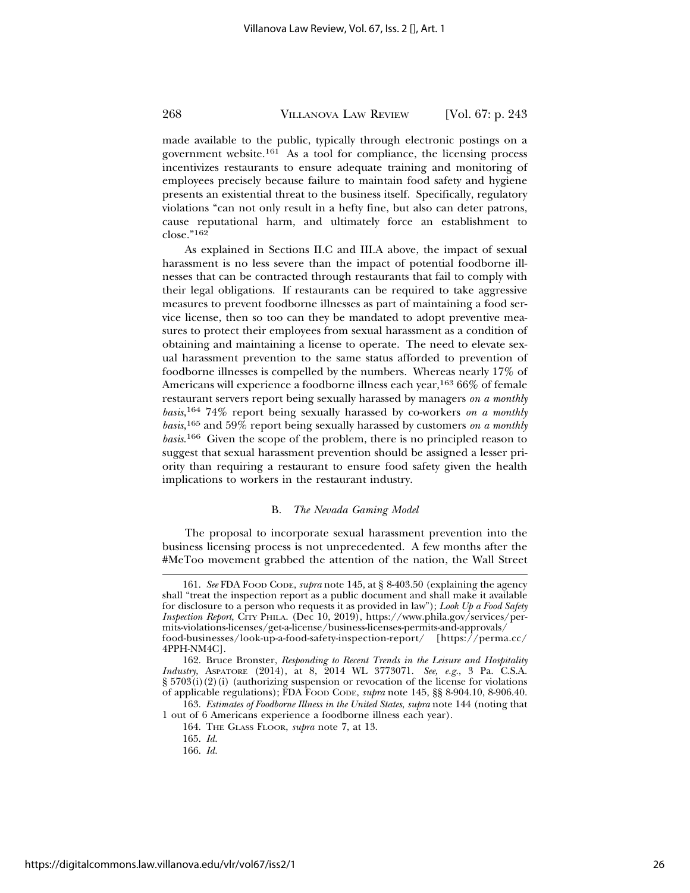made available to the public, typically through electronic postings on a government website.[161] As a tool for compliance, the licensing process incentivizes restaurants to ensure adequate training and monitoring of employees precisely because failure to maintain food safety and hygiene presents an existential threat to the business itself. Specifically, regulatory violations "can not only result in a hefty fine, but also can deter patrons, cause reputational harm, and ultimately force an establishment to close."[162]

As explained in Sections II.C and III.A above, the impact of sexual harassment is no less severe than the impact of potential foodborne illnesses that can be contracted through restaurants that fail to comply with their legal obligations. If restaurants can be required to take aggressive measures to prevent foodborne illnesses as part of maintaining a food service license, then so too can they be mandated to adopt preventive measures to protect their employees from sexual harassment as a condition of obtaining and maintaining a license to operate. The need to elevate sexual harassment prevention to the same status afforded to prevention of foodborne illnesses is compelled by the numbers. Whereas nearly 17% of Americans will experience a foodborne illness each year,[163] 66% of female restaurant servers report being sexually harassed by managers *on a monthly basis*,[164] 74% report being sexually harassed by co-workers *on a monthly basis*,[165] and 59% report being sexually harassed by customers *on a monthly basis*.[166] Given the scope of the problem, there is no principled reason to suggest that sexual harassment prevention should be assigned a lesser priority than requiring a restaurant to ensure food safety given the health implications to workers in the restaurant industry.

### B. *The Nevada Gaming Model*

The proposal to incorporate sexual harassment prevention into the business licensing process is not unprecedented. A few months after the #MeToo movement grabbed the attention of the nation, the Wall Street

---

161. *See* FDA Food Code, *supra* note 145, at § 8-403.50 (explaining the agency shall "treat the inspection report as a public document and shall make it available for disclosure to a person who requests it as provided in law"); *Look Up a Food Safety Inspection Report*, City Phila. (Dec 10, 2019), https://www.phila.gov/services/permits-violations-licenses/get-a-license/business-licenses-permits-and-approvals/food-businesses/look-up-a-food-safety-inspection-report/ [https://perma.cc/4PPH-NM4C].

162. Bruce Bronster, *Responding to Recent Trends in the Leisure and Hospitality Industry*, Aspatore (2014), at 8, 2014 WL 3773071. *See, e.g.*, 3 Pa. C.S.A. § 5703(i)(2)(i) (authorizing suspension or revocation of the license for violations of applicable regulations); FDA Food Code, *supra* note 145, §§ 8-904.10, 8-906.40.

163. *Estimates of Foodborne Illness in the United States*, *supra* note 144 (noting that 1 out of 6 Americans experience a foodborne illness each year).

164. The Glass Floor, *supra* note 7, at 13.

165. *Id.*

166. *Id.*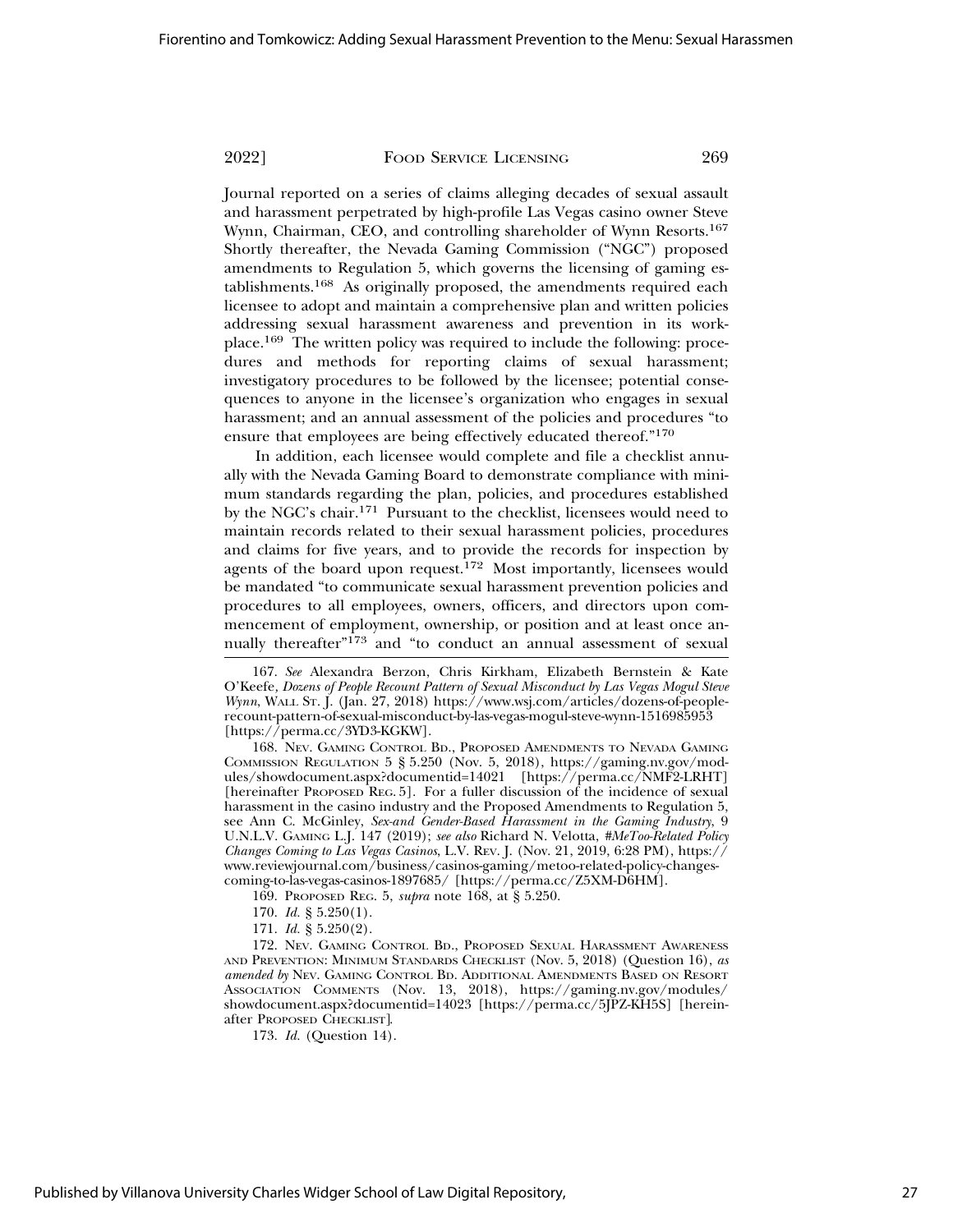Journal reported on a series of claims alleging decades of sexual assault and harassment perpetrated by high-profile Las Vegas casino owner Steve Wynn, Chairman, CEO, and controlling shareholder of Wynn Resorts.[167] Shortly thereafter, the Nevada Gaming Commission ("NGC") proposed amendments to Regulation 5, which governs the licensing of gaming establishments.[168] As originally proposed, the amendments required each licensee to adopt and maintain a comprehensive plan and written policies addressing sexual harassment awareness and prevention in its workplace.[169] The written policy was required to include the following: procedures and methods for reporting claims of sexual harassment; investigatory procedures to be followed by the licensee; potential consequences to anyone in the licensee's organization who engages in sexual harassment; and an annual assessment of the policies and procedures "to ensure that employees are being effectively educated thereof."[170]

In addition, each licensee would complete and file a checklist annually with the Nevada Gaming Board to demonstrate compliance with minimum standards regarding the plan, policies, and procedures established by the NGC's chair.[171] Pursuant to the checklist, licensees would need to maintain records related to their sexual harassment policies, procedures and claims for five years, and to provide the records for inspection by agents of the board upon request.[172] Most importantly, licensees would be mandated "to communicate sexual harassment prevention policies and procedures to all employees, owners, officers, and directors upon commencement of employment, ownership, or position and at least once annually thereafter"[173] and "to conduct an annual assessment of sexual

---

167. *See* Alexandra Berzon, Chris Kirkham, Elizabeth Bernstein & Kate O'Keefe, *Dozens of People Recount Pattern of Sexual Misconduct by Las Vegas Mogul Steve Wynn*, WALL ST. J. (Jan. 27, 2018) https://www.wsj.com/articles/dozens-of-people-recount-pattern-of-sexual-misconduct-by-las-vegas-mogul-steve-wynn-1516985953 [https://perma.cc/3YD3-KGKW].

168. NEV. GAMING CONTROL BD., PROPOSED AMENDMENTS TO NEVADA GAMING COMMISSION REGULATION 5 § 5.250 (Nov. 5, 2018), https://gaming.nv.gov/modules/showdocument.aspx?documentid=14021 [https://perma.cc/NMF2-LRHT] [hereinafter PROPOSED REG. 5]. For a fuller discussion of the incidence of sexual harassment in the casino industry and the Proposed Amendments to Regulation 5, see Ann C. McGinley, *Sex-and Gender-Based Harassment in the Gaming Industry*, 9 U.N.L.V. GAMING L.J. 147 (2019); *see also* Richard N. Velotta, *#MeToo-Related Policy Changes Coming to Las Vegas Casinos*, L.V. REV. J. (Nov. 21, 2019, 6:28 PM), https://www.reviewjournal.com/business/casinos-gaming/metoo-related-policy-changes-coming-to-las-vegas-casinos-1897685/ [https://perma.cc/Z5XM-D6HM].

169. PROPOSED REG. 5, *supra* note 168, at § 5.250.

170. *Id.* § 5.250(1).

171. *Id.* § 5.250(2).

172. NEV. GAMING CONTROL BD., PROPOSED SEXUAL HARASSMENT AWARENESS AND PREVENTION: MINIMUM STANDARDS CHECKLIST (Nov. 5, 2018) (Question 16), *as amended by* NEV. GAMING CONTROL BD. ADDITIONAL AMENDMENTS BASED ON RESORT ASSOCIATION COMMENTS (Nov. 13, 2018), https://gaming.nv.gov/modules/showdocument.aspx?documentid=14023 [https://perma.cc/5JPZ-KH5S] [hereinafter PROPOSED CHECKLIST].

173. *Id.* (Question 14).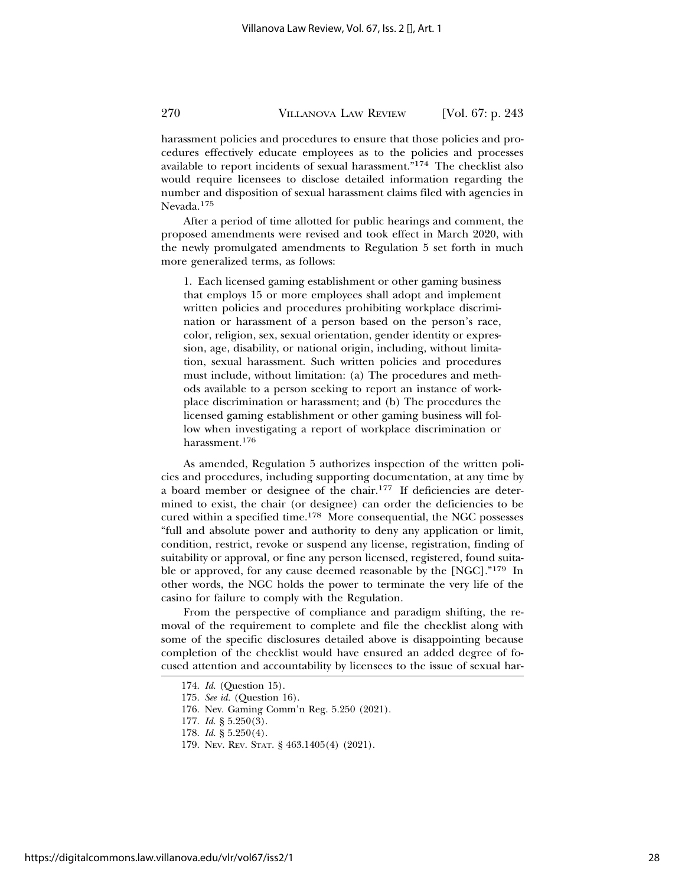harassment policies and procedures to ensure that those policies and procedures effectively educate employees as to the policies and processes available to report incidents of sexual harassment."[174] The checklist also would require licensees to disclose detailed information regarding the number and disposition of sexual harassment claims filed with agencies in Nevada.[175]

After a period of time allotted for public hearings and comment, the proposed amendments were revised and took effect in March 2020, with the newly promulgated amendments to Regulation 5 set forth in much more generalized terms, as follows:

> 1. Each licensed gaming establishment or other gaming business that employs 15 or more employees shall adopt and implement written policies and procedures prohibiting workplace discrimination or harassment of a person based on the person's race, color, religion, sex, sexual orientation, gender identity or expression, age, disability, or national origin, including, without limitation, sexual harassment. Such written policies and procedures must include, without limitation: (a) The procedures and methods available to a person seeking to report an instance of workplace discrimination or harassment; and (b) The procedures the licensed gaming establishment or other gaming business will follow when investigating a report of workplace discrimination or harassment.[176]

As amended, Regulation 5 authorizes inspection of the written policies and procedures, including supporting documentation, at any time by a board member or designee of the chair.[177] If deficiencies are determined to exist, the chair (or designee) can order the deficiencies to be cured within a specified time.[178] More consequential, the NGC possesses "full and absolute power and authority to deny any application or limit, condition, restrict, revoke or suspend any license, registration, finding of suitability or approval, or fine any person licensed, registered, found suitable or approved, for any cause deemed reasonable by the [NGC]."[179] In other words, the NGC holds the power to terminate the very life of the casino for failure to comply with the Regulation.

From the perspective of compliance and paradigm shifting, the removal of the requirement to complete and file the checklist along with some of the specific disclosures detailed above is disappointing because completion of the checklist would have ensured an added degree of focused attention and accountability by licensees to the issue of sexual har-

---

174. *Id.* (Question 15).

175. *See id.* (Question 16).

176. Nev. Gaming Comm'n Reg. 5.250 (2021).

177. *Id.* § 5.250(3).

178. *Id.* § 5.250(4).

179. NEV. REV. STAT. § 463.1405(4) (2021).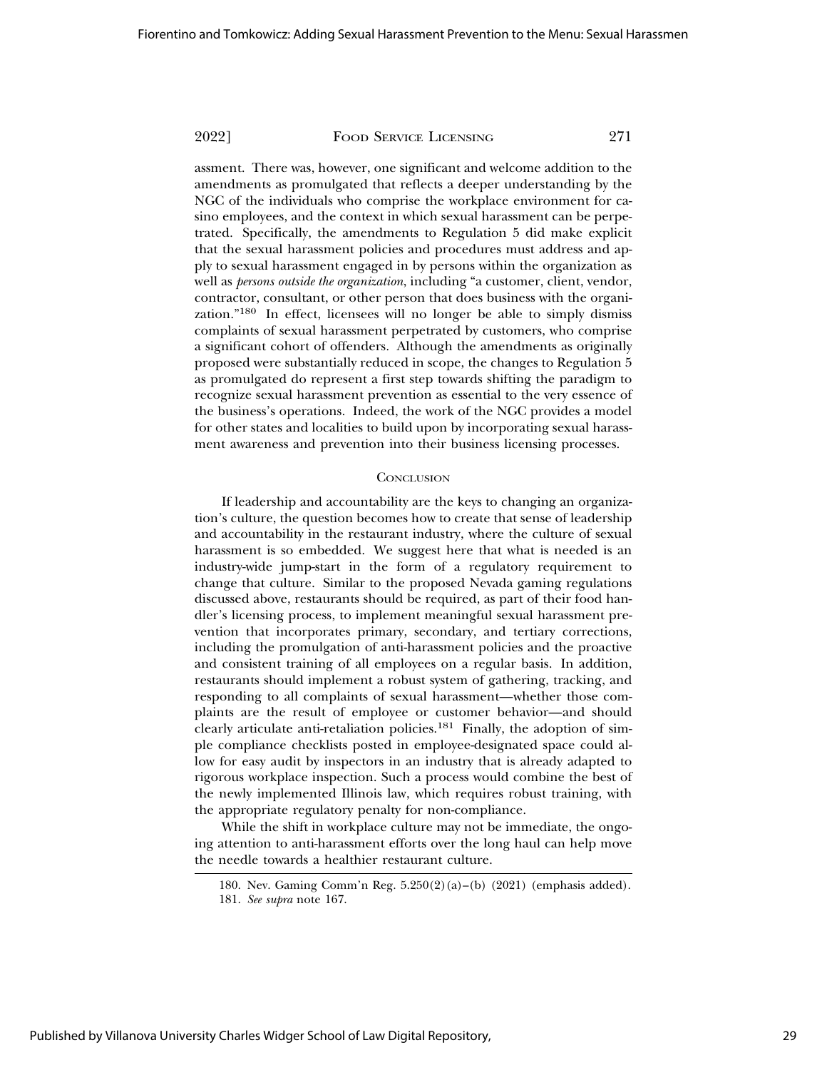assment. There was, however, one significant and welcome addition to the amendments as promulgated that reflects a deeper understanding by the NGC of the individuals who comprise the workplace environment for casino employees, and the context in which sexual harassment can be perpetrated. Specifically, the amendments to Regulation 5 did make explicit that the sexual harassment policies and procedures must address and apply to sexual harassment engaged in by persons within the organization as well as *persons outside the organization*, including "a customer, client, vendor, contractor, consultant, or other person that does business with the organization."[180] In effect, licensees will no longer be able to simply dismiss complaints of sexual harassment perpetrated by customers, who comprise a significant cohort of offenders. Although the amendments as originally proposed were substantially reduced in scope, the changes to Regulation 5 as promulgated do represent a first step towards shifting the paradigm to recognize sexual harassment prevention as essential to the very essence of the business's operations. Indeed, the work of the NGC provides a model for other states and localities to build upon by incorporating sexual harassment awareness and prevention into their business licensing processes.

## Conclusion

If leadership and accountability are the keys to changing an organization's culture, the question becomes how to create that sense of leadership and accountability in the restaurant industry, where the culture of sexual harassment is so embedded. We suggest here that what is needed is an industry-wide jump-start in the form of a regulatory requirement to change that culture. Similar to the proposed Nevada gaming regulations discussed above, restaurants should be required, as part of their food handler's licensing process, to implement meaningful sexual harassment prevention that incorporates primary, secondary, and tertiary corrections, including the promulgation of anti-harassment policies and the proactive and consistent training of all employees on a regular basis. In addition, restaurants should implement a robust system of gathering, tracking, and responding to all complaints of sexual harassment—whether those complaints are the result of employee or customer behavior—and should clearly articulate anti-retaliation policies.[181] Finally, the adoption of simple compliance checklists posted in employee-designated space could allow for easy audit by inspectors in an industry that is already adapted to rigorous workplace inspection. Such a process would combine the best of the newly implemented Illinois law, which requires robust training, with the appropriate regulatory penalty for non-compliance.

While the shift in workplace culture may not be immediate, the ongoing attention to anti-harassment efforts over the long haul can help move the needle towards a healthier restaurant culture.

---

180. Nev. Gaming Comm'n Reg. 5.250(2)(a)–(b) (2021) (emphasis added).

181. *See supra* note 167.